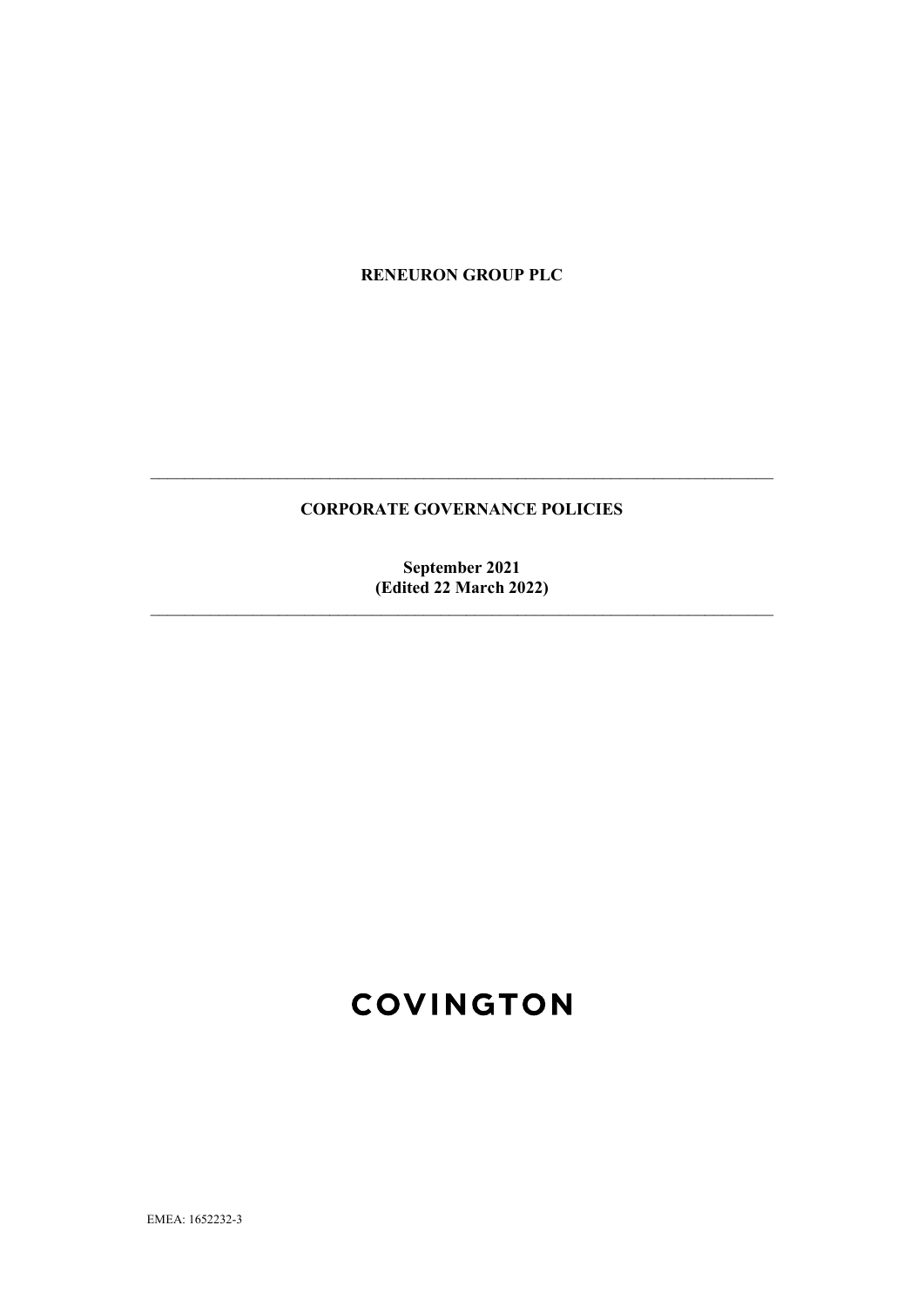**RENEURON GROUP PLC**

---

**CORPORATE GOVERNANCE POLICIES**

**September 2021**
**(Edited 22 March 2022)**

---

COVINGTON

EMEA: 1652232-3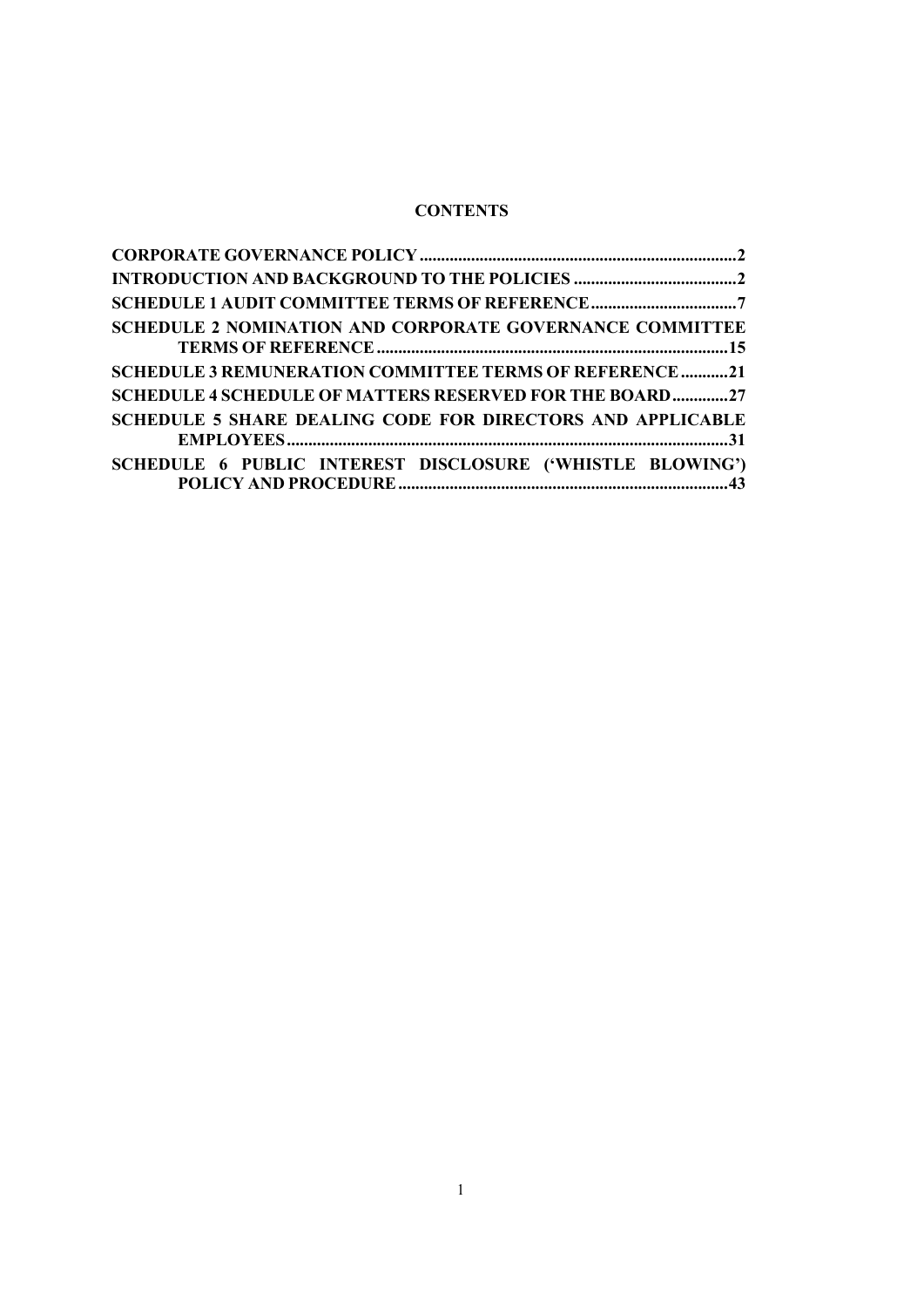**CONTENTS**

| | |
|---|---|
| **CORPORATE GOVERNANCE POLICY** | **2** |
| **INTRODUCTION AND BACKGROUND TO THE POLICIES** | **2** |
| **SCHEDULE 1 AUDIT COMMITTEE TERMS OF REFERENCE** | **7** |
| **SCHEDULE 2 NOMINATION AND CORPORATE GOVERNANCE COMMITTEE TERMS OF REFERENCE** | **15** |
| **SCHEDULE 3 REMUNERATION COMMITTEE TERMS OF REFERENCE** | **21** |
| **SCHEDULE 4 SCHEDULE OF MATTERS RESERVED FOR THE BOARD** | **27** |
| **SCHEDULE 5 SHARE DEALING CODE FOR DIRECTORS AND APPLICABLE EMPLOYEES** | **31** |
| **SCHEDULE 6 PUBLIC INTEREST DISCLOSURE ('WHISTLE BLOWING') POLICY AND PROCEDURE** | **43** |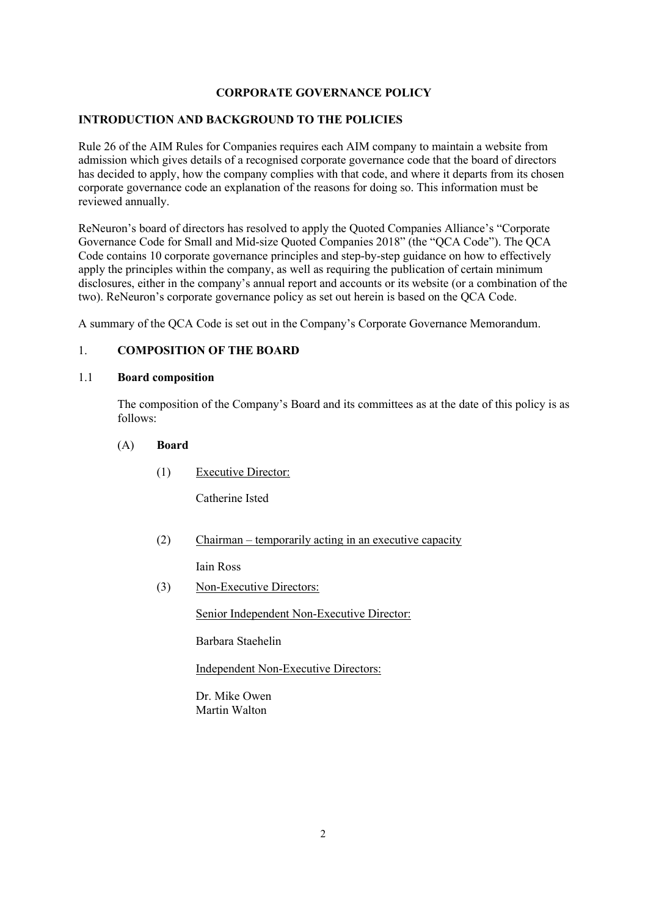# CORPORATE GOVERNANCE POLICY

## INTRODUCTION AND BACKGROUND TO THE POLICIES

Rule 26 of the AIM Rules for Companies requires each AIM company to maintain a website from admission which gives details of a recognised corporate governance code that the board of directors has decided to apply, how the company complies with that code, and where it departs from its chosen corporate governance code an explanation of the reasons for doing so. This information must be reviewed annually.

ReNeuron's board of directors has resolved to apply the Quoted Companies Alliance's "Corporate Governance Code for Small and Mid-size Quoted Companies 2018" (the "QCA Code"). The QCA Code contains 10 corporate governance principles and step-by-step guidance on how to effectively apply the principles within the company, as well as requiring the publication of certain minimum disclosures, either in the company's annual report and accounts or its website (or a combination of the two). ReNeuron's corporate governance policy as set out herein is based on the QCA Code.

A summary of the QCA Code is set out in the Company's Corporate Governance Memorandum.

## 1. COMPOSITION OF THE BOARD

### 1.1 Board composition

The composition of the Company's Board and its committees as at the date of this policy is as follows:

(A) **Board**

(1) Executive Director:

Catherine Isted

(2) Chairman – temporarily acting in an executive capacity

Iain Ross

(3) Non-Executive Directors:

Senior Independent Non-Executive Director:

Barbara Staehelin

Independent Non-Executive Directors:

Dr. Mike Owen
Martin Walton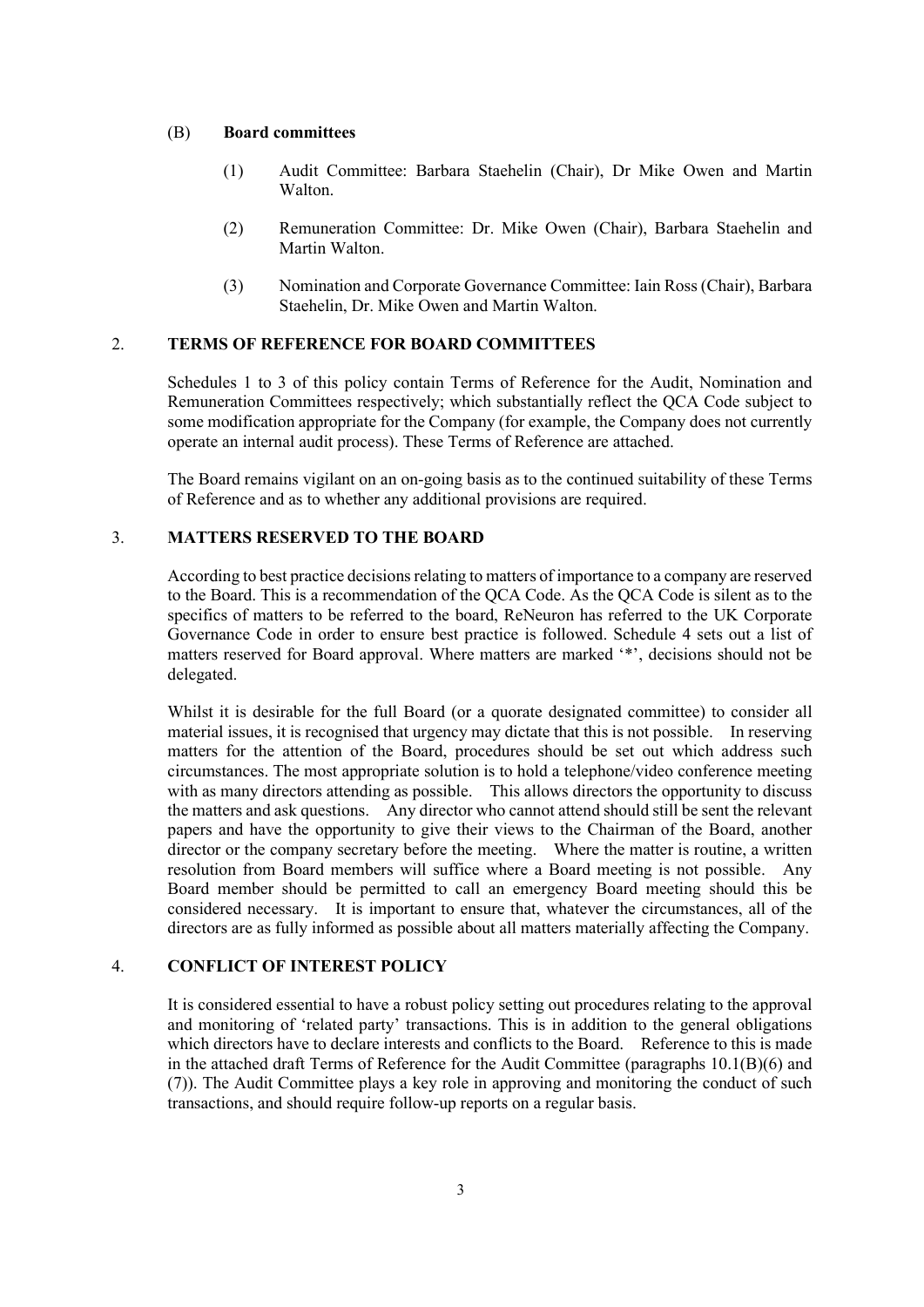(B) **Board committees**

(1) Audit Committee: Barbara Staehelin (Chair), Dr Mike Owen and Martin Walton.

(2) Remuneration Committee: Dr. Mike Owen (Chair), Barbara Staehelin and Martin Walton.

(3) Nomination and Corporate Governance Committee: Iain Ross (Chair), Barbara Staehelin, Dr. Mike Owen and Martin Walton.

## 2. TERMS OF REFERENCE FOR BOARD COMMITTEES

Schedules 1 to 3 of this policy contain Terms of Reference for the Audit, Nomination and Remuneration Committees respectively; which substantially reflect the QCA Code subject to some modification appropriate for the Company (for example, the Company does not currently operate an internal audit process). These Terms of Reference are attached.

The Board remains vigilant on an on-going basis as to the continued suitability of these Terms of Reference and as to whether any additional provisions are required.

## 3. MATTERS RESERVED TO THE BOARD

According to best practice decisions relating to matters of importance to a company are reserved to the Board. This is a recommendation of the QCA Code. As the QCA Code is silent as to the specifics of matters to be referred to the board, ReNeuron has referred to the UK Corporate Governance Code in order to ensure best practice is followed. Schedule 4 sets out a list of matters reserved for Board approval. Where matters are marked '*', decisions should not be delegated.

Whilst it is desirable for the full Board (or a quorate designated committee) to consider all material issues, it is recognised that urgency may dictate that this is not possible. In reserving matters for the attention of the Board, procedures should be set out which address such circumstances. The most appropriate solution is to hold a telephone/video conference meeting with as many directors attending as possible. This allows directors the opportunity to discuss the matters and ask questions. Any director who cannot attend should still be sent the relevant papers and have the opportunity to give their views to the Chairman of the Board, another director or the company secretary before the meeting. Where the matter is routine, a written resolution from Board members will suffice where a Board meeting is not possible. Any Board member should be permitted to call an emergency Board meeting should this be considered necessary. It is important to ensure that, whatever the circumstances, all of the directors are as fully informed as possible about all matters materially affecting the Company.

## 4. CONFLICT OF INTEREST POLICY

It is considered essential to have a robust policy setting out procedures relating to the approval and monitoring of 'related party' transactions. This is in addition to the general obligations which directors have to declare interests and conflicts to the Board. Reference to this is made in the attached draft Terms of Reference for the Audit Committee (paragraphs 10.1(B)(6) and (7)). The Audit Committee plays a key role in approving and monitoring the conduct of such transactions, and should require follow-up reports on a regular basis.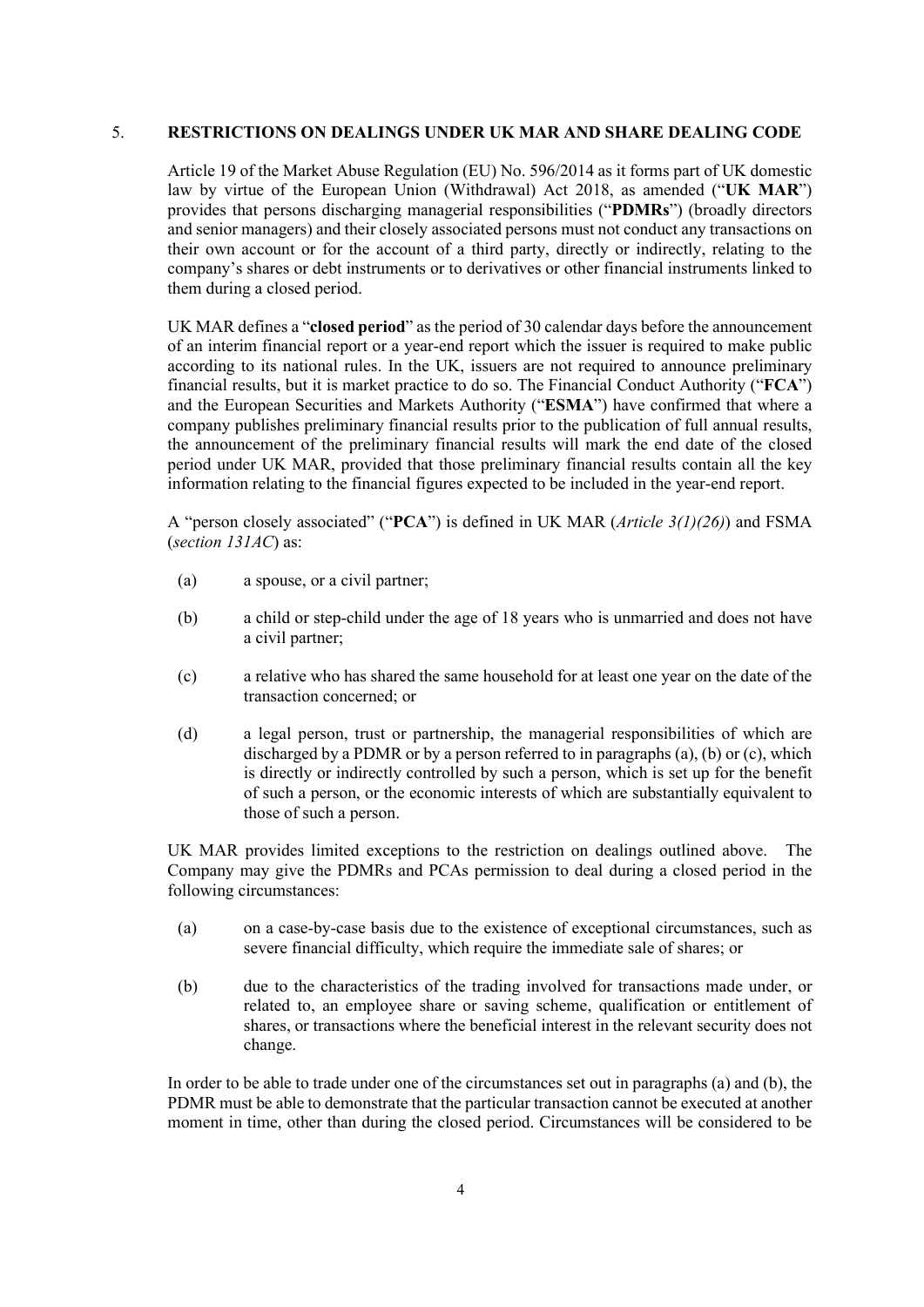## 5. RESTRICTIONS ON DEALINGS UNDER UK MAR AND SHARE DEALING CODE

Article 19 of the Market Abuse Regulation (EU) No. 596/2014 as it forms part of UK domestic law by virtue of the European Union (Withdrawal) Act 2018, as amended ("**UK MAR**") provides that persons discharging managerial responsibilities ("**PDMRs**") (broadly directors and senior managers) and their closely associated persons must not conduct any transactions on their own account or for the account of a third party, directly or indirectly, relating to the company's shares or debt instruments or to derivatives or other financial instruments linked to them during a closed period.

UK MAR defines a "**closed period**" as the period of 30 calendar days before the announcement of an interim financial report or a year-end report which the issuer is required to make public according to its national rules. In the UK, issuers are not required to announce preliminary financial results, but it is market practice to do so. The Financial Conduct Authority ("**FCA**") and the European Securities and Markets Authority ("**ESMA**") have confirmed that where a company publishes preliminary financial results prior to the publication of full annual results, the announcement of the preliminary financial results will mark the end date of the closed period under UK MAR, provided that those preliminary financial results contain all the key information relating to the financial figures expected to be included in the year-end report.

A "person closely associated" ("**PCA**") is defined in UK MAR (*Article 3(1)(26)*) and FSMA (*section 131AC*) as:

(a) a spouse, or a civil partner;

(b) a child or step-child under the age of 18 years who is unmarried and does not have a civil partner;

(c) a relative who has shared the same household for at least one year on the date of the transaction concerned; or

(d) a legal person, trust or partnership, the managerial responsibilities of which are discharged by a PDMR or by a person referred to in paragraphs (a), (b) or (c), which is directly or indirectly controlled by such a person, which is set up for the benefit of such a person, or the economic interests of which are substantially equivalent to those of such a person.

UK MAR provides limited exceptions to the restriction on dealings outlined above. The Company may give the PDMRs and PCAs permission to deal during a closed period in the following circumstances:

(a) on a case-by-case basis due to the existence of exceptional circumstances, such as severe financial difficulty, which require the immediate sale of shares; or

(b) due to the characteristics of the trading involved for transactions made under, or related to, an employee share or saving scheme, qualification or entitlement of shares, or transactions where the beneficial interest in the relevant security does not change.

In order to be able to trade under one of the circumstances set out in paragraphs (a) and (b), the PDMR must be able to demonstrate that the particular transaction cannot be executed at another moment in time, other than during the closed period. Circumstances will be considered to be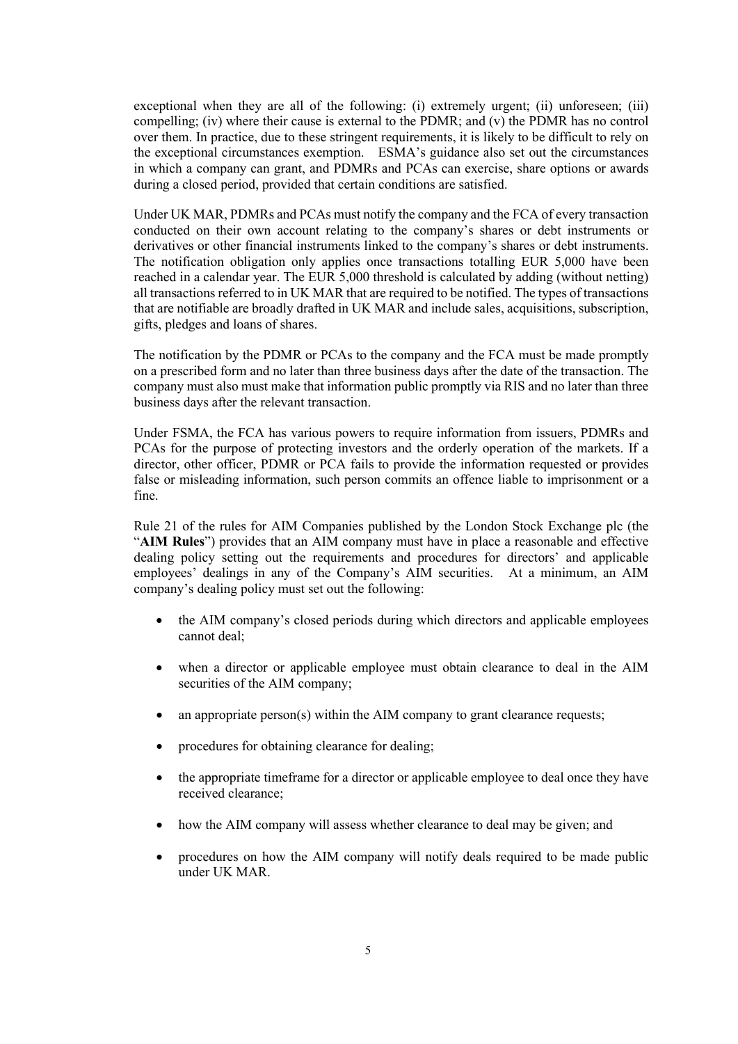exceptional when they are all of the following: (i) extremely urgent; (ii) unforeseen; (iii) compelling; (iv) where their cause is external to the PDMR; and (v) the PDMR has no control over them. In practice, due to these stringent requirements, it is likely to be difficult to rely on the exceptional circumstances exemption. ESMA's guidance also set out the circumstances in which a company can grant, and PDMRs and PCAs can exercise, share options or awards during a closed period, provided that certain conditions are satisfied.

Under UK MAR, PDMRs and PCAs must notify the company and the FCA of every transaction conducted on their own account relating to the company's shares or debt instruments or derivatives or other financial instruments linked to the company's shares or debt instruments. The notification obligation only applies once transactions totalling EUR 5,000 have been reached in a calendar year. The EUR 5,000 threshold is calculated by adding (without netting) all transactions referred to in UK MAR that are required to be notified. The types of transactions that are notifiable are broadly drafted in UK MAR and include sales, acquisitions, subscription, gifts, pledges and loans of shares.

The notification by the PDMR or PCAs to the company and the FCA must be made promptly on a prescribed form and no later than three business days after the date of the transaction. The company must also must make that information public promptly via RIS and no later than three business days after the relevant transaction.

Under FSMA, the FCA has various powers to require information from issuers, PDMRs and PCAs for the purpose of protecting investors and the orderly operation of the markets. If a director, other officer, PDMR or PCA fails to provide the information requested or provides false or misleading information, such person commits an offence liable to imprisonment or a fine.

Rule 21 of the rules for AIM Companies published by the London Stock Exchange plc (the "**AIM Rules**") provides that an AIM company must have in place a reasonable and effective dealing policy setting out the requirements and procedures for directors' and applicable employees' dealings in any of the Company's AIM securities. At a minimum, an AIM company's dealing policy must set out the following:

- the AIM company's closed periods during which directors and applicable employees cannot deal;
- when a director or applicable employee must obtain clearance to deal in the AIM securities of the AIM company;
- an appropriate person(s) within the AIM company to grant clearance requests;
- procedures for obtaining clearance for dealing;
- the appropriate timeframe for a director or applicable employee to deal once they have received clearance;
- how the AIM company will assess whether clearance to deal may be given; and
- procedures on how the AIM company will notify deals required to be made public under UK MAR.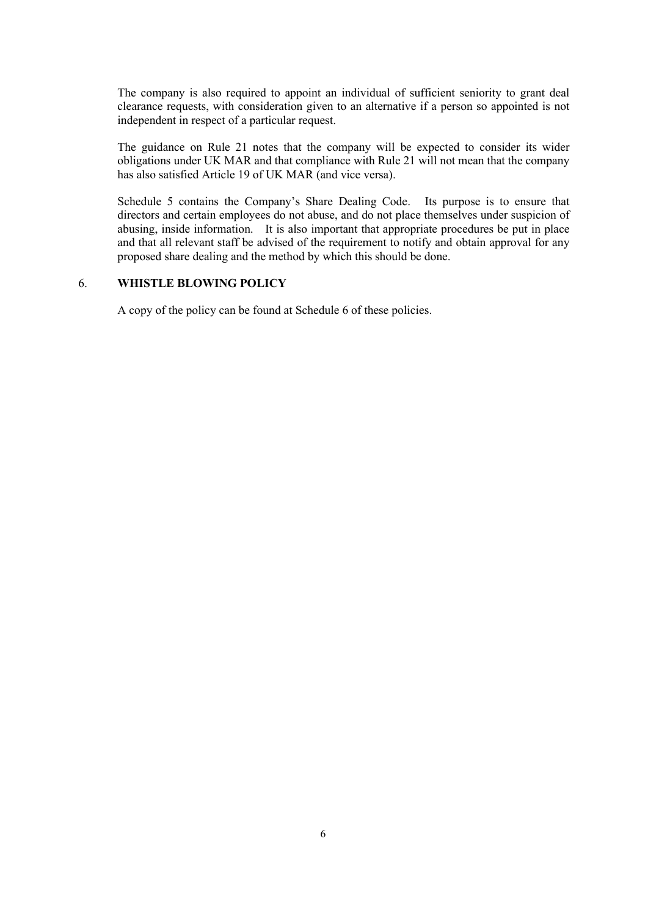The company is also required to appoint an individual of sufficient seniority to grant deal clearance requests, with consideration given to an alternative if a person so appointed is not independent in respect of a particular request.

The guidance on Rule 21 notes that the company will be expected to consider its wider obligations under UK MAR and that compliance with Rule 21 will not mean that the company has also satisfied Article 19 of UK MAR (and vice versa).

Schedule 5 contains the Company's Share Dealing Code. Its purpose is to ensure that directors and certain employees do not abuse, and do not place themselves under suspicion of abusing, inside information. It is also important that appropriate procedures be put in place and that all relevant staff be advised of the requirement to notify and obtain approval for any proposed share dealing and the method by which this should be done.

## 6. WHISTLE BLOWING POLICY

A copy of the policy can be found at Schedule 6 of these policies.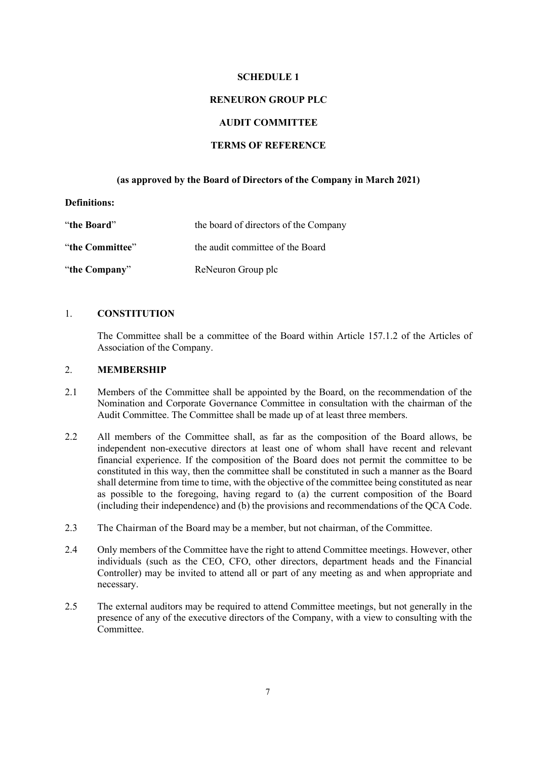**SCHEDULE 1**

**RENEURON GROUP PLC**

**AUDIT COMMITTEE**

**TERMS OF REFERENCE**

**(as approved by the Board of Directors of the Company in March 2021)**

**Definitions:**

| | |
|---|---|
| "**the Board**" | the board of directors of the Company |
| "**the Committee**" | the audit committee of the Board |
| "**the Company**" | ReNeuron Group plc |

1. **CONSTITUTION**

   The Committee shall be a committee of the Board within Article 157.1.2 of the Articles of Association of the Company.

2. **MEMBERSHIP**

2.1 Members of the Committee shall be appointed by the Board, on the recommendation of the Nomination and Corporate Governance Committee in consultation with the chairman of the Audit Committee. The Committee shall be made up of at least three members.

2.2 All members of the Committee shall, as far as the composition of the Board allows, be independent non-executive directors at least one of whom shall have recent and relevant financial experience. If the composition of the Board does not permit the committee to be constituted in this way, then the committee shall be constituted in such a manner as the Board shall determine from time to time, with the objective of the committee being constituted as near as possible to the foregoing, having regard to (a) the current composition of the Board (including their independence) and (b) the provisions and recommendations of the QCA Code.

2.3 The Chairman of the Board may be a member, but not chairman, of the Committee.

2.4 Only members of the Committee have the right to attend Committee meetings. However, other individuals (such as the CEO, CFO, other directors, department heads and the Financial Controller) may be invited to attend all or part of any meeting as and when appropriate and necessary.

2.5 The external auditors may be required to attend Committee meetings, but not generally in the presence of any of the executive directors of the Company, with a view to consulting with the Committee.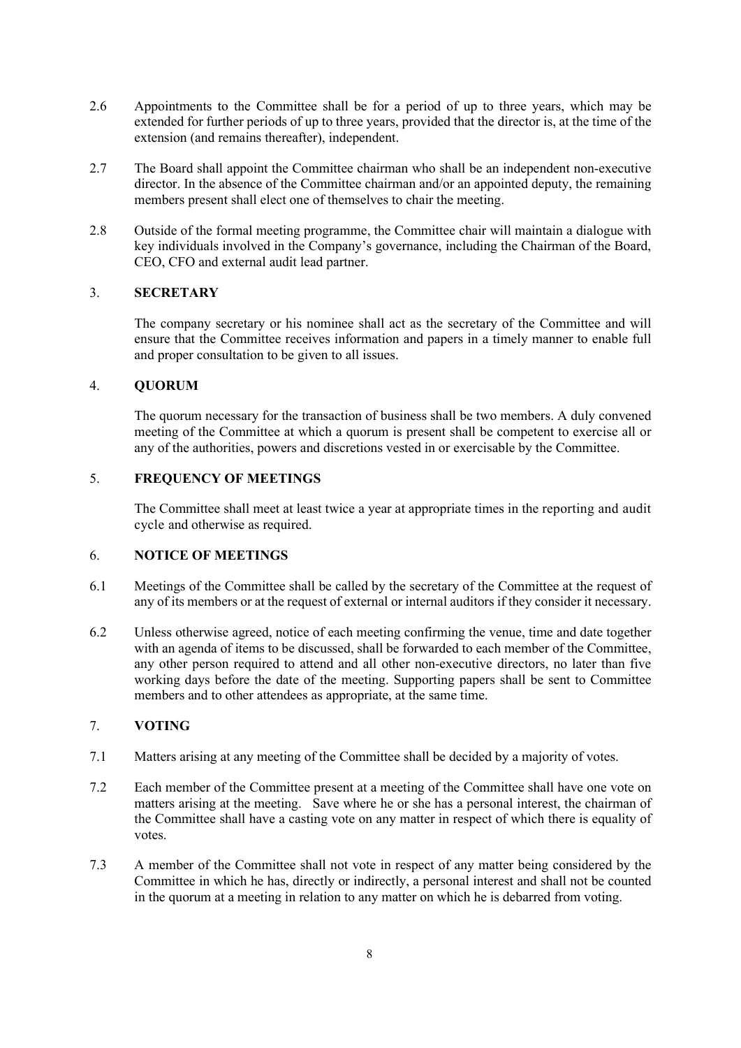2.6 Appointments to the Committee shall be for a period of up to three years, which may be extended for further periods of up to three years, provided that the director is, at the time of the extension (and remains thereafter), independent.

2.7 The Board shall appoint the Committee chairman who shall be an independent non-executive director. In the absence of the Committee chairman and/or an appointed deputy, the remaining members present shall elect one of themselves to chair the meeting.

2.8 Outside of the formal meeting programme, the Committee chair will maintain a dialogue with key individuals involved in the Company's governance, including the Chairman of the Board, CEO, CFO and external audit lead partner.

## 3. SECRETARY

The company secretary or his nominee shall act as the secretary of the Committee and will ensure that the Committee receives information and papers in a timely manner to enable full and proper consultation to be given to all issues.

## 4. QUORUM

The quorum necessary for the transaction of business shall be two members. A duly convened meeting of the Committee at which a quorum is present shall be competent to exercise all or any of the authorities, powers and discretions vested in or exercisable by the Committee.

## 5. FREQUENCY OF MEETINGS

The Committee shall meet at least twice a year at appropriate times in the reporting and audit cycle and otherwise as required.

## 6. NOTICE OF MEETINGS

6.1 Meetings of the Committee shall be called by the secretary of the Committee at the request of any of its members or at the request of external or internal auditors if they consider it necessary.

6.2 Unless otherwise agreed, notice of each meeting confirming the venue, time and date together with an agenda of items to be discussed, shall be forwarded to each member of the Committee, any other person required to attend and all other non-executive directors, no later than five working days before the date of the meeting. Supporting papers shall be sent to Committee members and to other attendees as appropriate, at the same time.

## 7. VOTING

7.1 Matters arising at any meeting of the Committee shall be decided by a majority of votes.

7.2 Each member of the Committee present at a meeting of the Committee shall have one vote on matters arising at the meeting. Save where he or she has a personal interest, the chairman of the Committee shall have a casting vote on any matter in respect of which there is equality of votes.

7.3 A member of the Committee shall not vote in respect of any matter being considered by the Committee in which he has, directly or indirectly, a personal interest and shall not be counted in the quorum at a meeting in relation to any matter on which he is debarred from voting.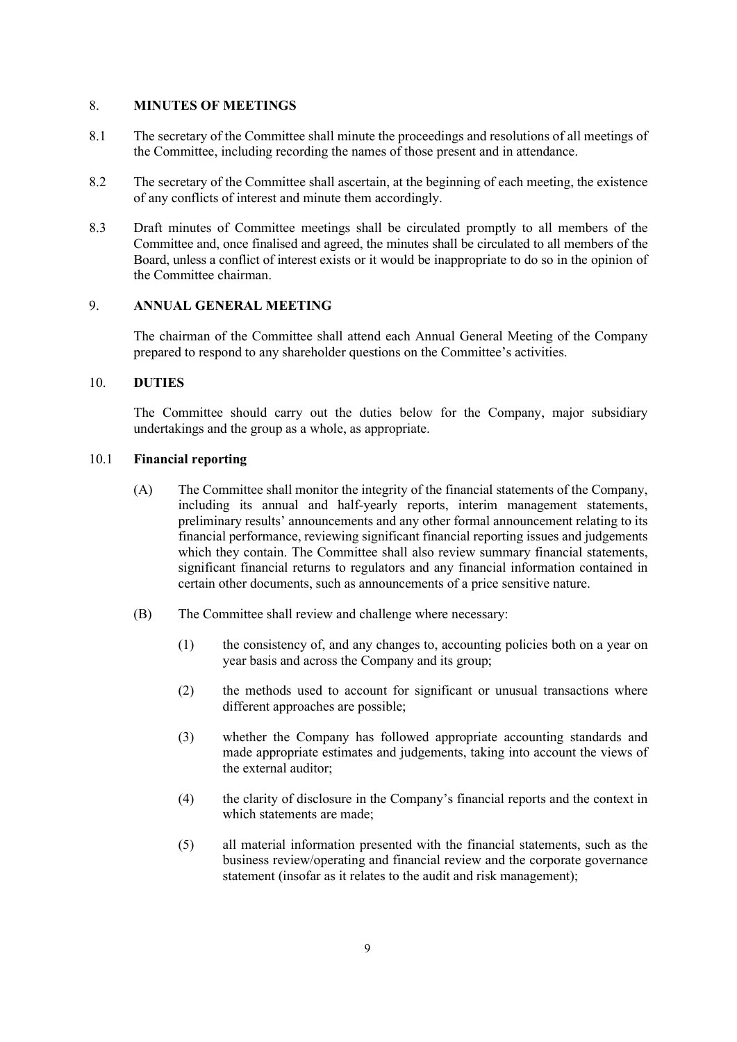## 8. MINUTES OF MEETINGS

8.1 The secretary of the Committee shall minute the proceedings and resolutions of all meetings of the Committee, including recording the names of those present and in attendance.

8.2 The secretary of the Committee shall ascertain, at the beginning of each meeting, the existence of any conflicts of interest and minute them accordingly.

8.3 Draft minutes of Committee meetings shall be circulated promptly to all members of the Committee and, once finalised and agreed, the minutes shall be circulated to all members of the Board, unless a conflict of interest exists or it would be inappropriate to do so in the opinion of the Committee chairman.

## 9. ANNUAL GENERAL MEETING

The chairman of the Committee shall attend each Annual General Meeting of the Company prepared to respond to any shareholder questions on the Committee's activities.

## 10. DUTIES

The Committee should carry out the duties below for the Company, major subsidiary undertakings and the group as a whole, as appropriate.

### 10.1 Financial reporting

(A) The Committee shall monitor the integrity of the financial statements of the Company, including its annual and half-yearly reports, interim management statements, preliminary results' announcements and any other formal announcement relating to its financial performance, reviewing significant financial reporting issues and judgements which they contain. The Committee shall also review summary financial statements, significant financial returns to regulators and any financial information contained in certain other documents, such as announcements of a price sensitive nature.

(B) The Committee shall review and challenge where necessary:

(1) the consistency of, and any changes to, accounting policies both on a year on year basis and across the Company and its group;

(2) the methods used to account for significant or unusual transactions where different approaches are possible;

(3) whether the Company has followed appropriate accounting standards and made appropriate estimates and judgements, taking into account the views of the external auditor;

(4) the clarity of disclosure in the Company's financial reports and the context in which statements are made;

(5) all material information presented with the financial statements, such as the business review/operating and financial review and the corporate governance statement (insofar as it relates to the audit and risk management);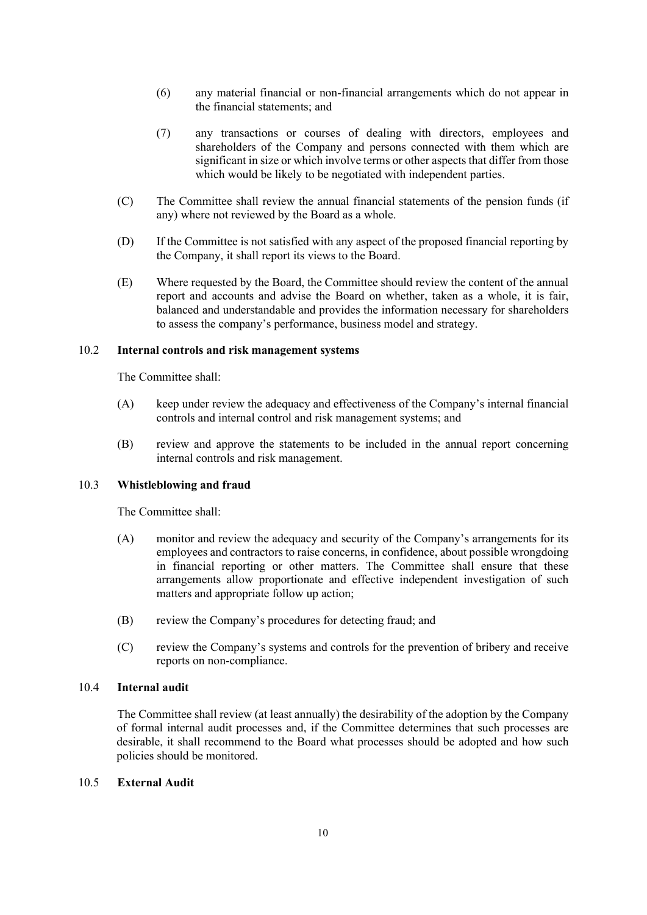(6) any material financial or non-financial arrangements which do not appear in the financial statements; and

(7) any transactions or courses of dealing with directors, employees and shareholders of the Company and persons connected with them which are significant in size or which involve terms or other aspects that differ from those which would be likely to be negotiated with independent parties.

(C) The Committee shall review the annual financial statements of the pension funds (if any) where not reviewed by the Board as a whole.

(D) If the Committee is not satisfied with any aspect of the proposed financial reporting by the Company, it shall report its views to the Board.

(E) Where requested by the Board, the Committee should review the content of the annual report and accounts and advise the Board on whether, taken as a whole, it is fair, balanced and understandable and provides the information necessary for shareholders to assess the company's performance, business model and strategy.

### 10.2 Internal controls and risk management systems

The Committee shall:

(A) keep under review the adequacy and effectiveness of the Company's internal financial controls and internal control and risk management systems; and

(B) review and approve the statements to be included in the annual report concerning internal controls and risk management.

### 10.3 Whistleblowing and fraud

The Committee shall:

(A) monitor and review the adequacy and security of the Company's arrangements for its employees and contractors to raise concerns, in confidence, about possible wrongdoing in financial reporting or other matters. The Committee shall ensure that these arrangements allow proportionate and effective independent investigation of such matters and appropriate follow up action;

(B) review the Company's procedures for detecting fraud; and

(C) review the Company's systems and controls for the prevention of bribery and receive reports on non-compliance.

### 10.4 Internal audit

The Committee shall review (at least annually) the desirability of the adoption by the Company of formal internal audit processes and, if the Committee determines that such processes are desirable, it shall recommend to the Board what processes should be adopted and how such policies should be monitored.

### 10.5 External Audit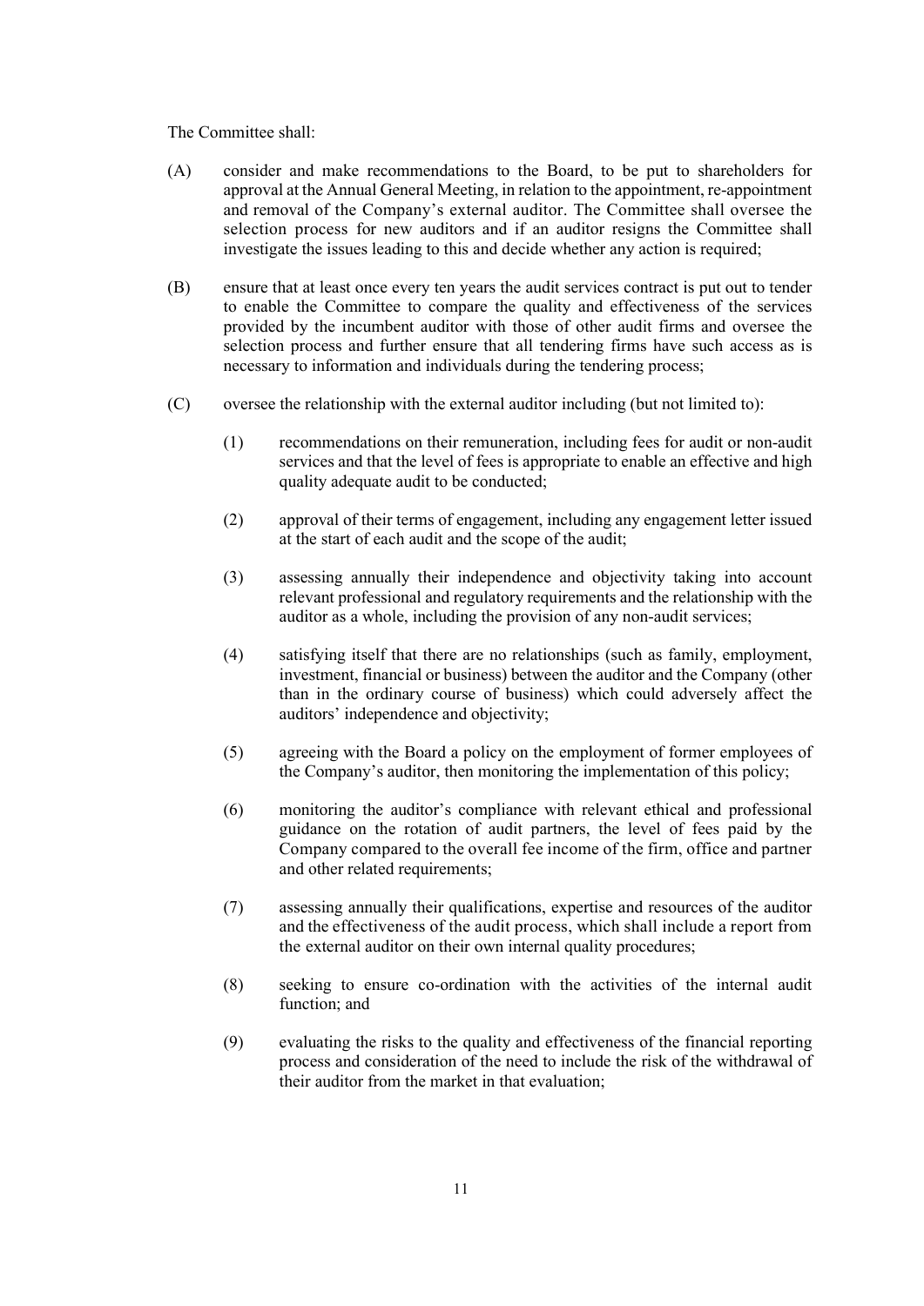The Committee shall:

(A) consider and make recommendations to the Board, to be put to shareholders for approval at the Annual General Meeting, in relation to the appointment, re-appointment and removal of the Company's external auditor. The Committee shall oversee the selection process for new auditors and if an auditor resigns the Committee shall investigate the issues leading to this and decide whether any action is required;

(B) ensure that at least once every ten years the audit services contract is put out to tender to enable the Committee to compare the quality and effectiveness of the services provided by the incumbent auditor with those of other audit firms and oversee the selection process and further ensure that all tendering firms have such access as is necessary to information and individuals during the tendering process;

(C) oversee the relationship with the external auditor including (but not limited to):

  (1) recommendations on their remuneration, including fees for audit or non-audit services and that the level of fees is appropriate to enable an effective and high quality adequate audit to be conducted;

  (2) approval of their terms of engagement, including any engagement letter issued at the start of each audit and the scope of the audit;

  (3) assessing annually their independence and objectivity taking into account relevant professional and regulatory requirements and the relationship with the auditor as a whole, including the provision of any non-audit services;

  (4) satisfying itself that there are no relationships (such as family, employment, investment, financial or business) between the auditor and the Company (other than in the ordinary course of business) which could adversely affect the auditors' independence and objectivity;

  (5) agreeing with the Board a policy on the employment of former employees of the Company's auditor, then monitoring the implementation of this policy;

  (6) monitoring the auditor's compliance with relevant ethical and professional guidance on the rotation of audit partners, the level of fees paid by the Company compared to the overall fee income of the firm, office and partner and other related requirements;

  (7) assessing annually their qualifications, expertise and resources of the auditor and the effectiveness of the audit process, which shall include a report from the external auditor on their own internal quality procedures;

  (8) seeking to ensure co-ordination with the activities of the internal audit function; and

  (9) evaluating the risks to the quality and effectiveness of the financial reporting process and consideration of the need to include the risk of the withdrawal of their auditor from the market in that evaluation;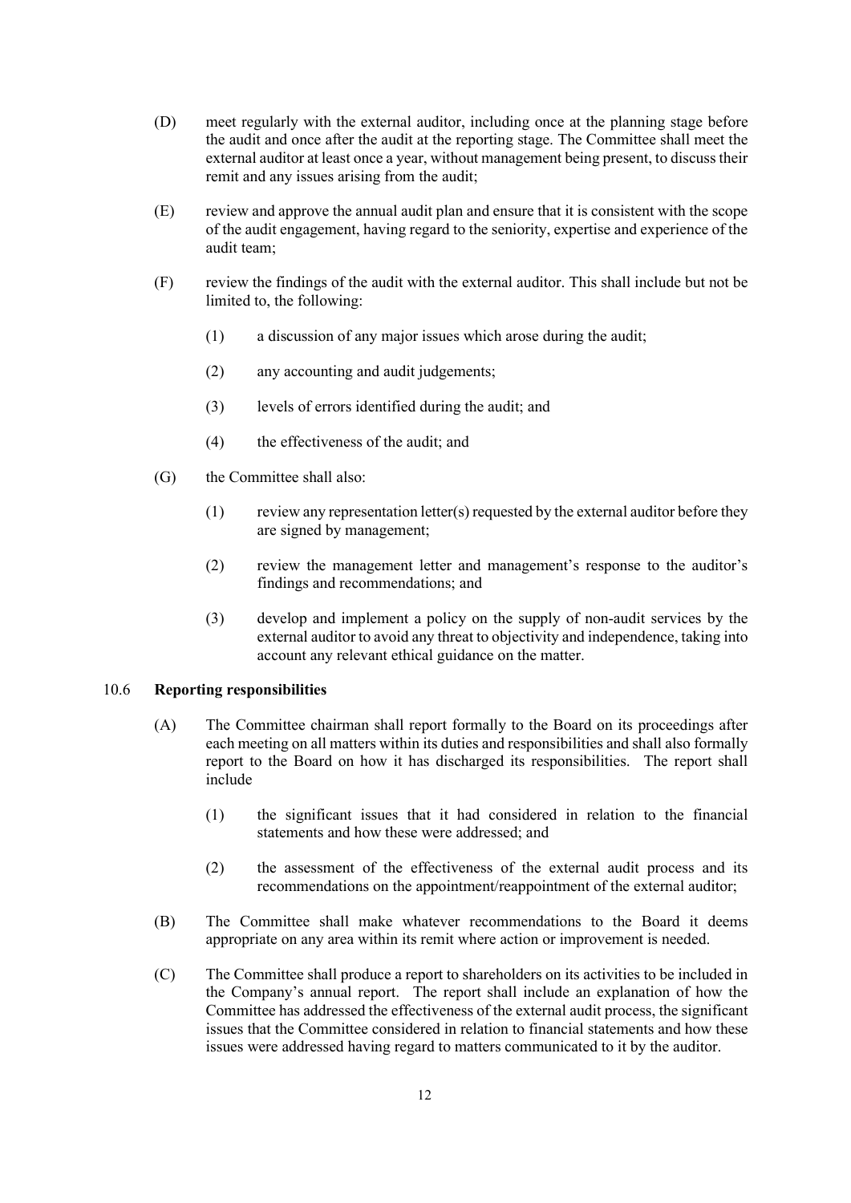(D) meet regularly with the external auditor, including once at the planning stage before the audit and once after the audit at the reporting stage. The Committee shall meet the external auditor at least once a year, without management being present, to discuss their remit and any issues arising from the audit;

(E) review and approve the annual audit plan and ensure that it is consistent with the scope of the audit engagement, having regard to the seniority, expertise and experience of the audit team;

(F) review the findings of the audit with the external auditor. This shall include but not be limited to, the following:

(1) a discussion of any major issues which arose during the audit;

(2) any accounting and audit judgements;

(3) levels of errors identified during the audit; and

(4) the effectiveness of the audit; and

(G) the Committee shall also:

(1) review any representation letter(s) requested by the external auditor before they are signed by management;

(2) review the management letter and management's response to the auditor's findings and recommendations; and

(3) develop and implement a policy on the supply of non-audit services by the external auditor to avoid any threat to objectivity and independence, taking into account any relevant ethical guidance on the matter.

### 10.6 Reporting responsibilities

(A) The Committee chairman shall report formally to the Board on its proceedings after each meeting on all matters within its duties and responsibilities and shall also formally report to the Board on how it has discharged its responsibilities. The report shall include

(1) the significant issues that it had considered in relation to the financial statements and how these were addressed; and

(2) the assessment of the effectiveness of the external audit process and its recommendations on the appointment/reappointment of the external auditor;

(B) The Committee shall make whatever recommendations to the Board it deems appropriate on any area within its remit where action or improvement is needed.

(C) The Committee shall produce a report to shareholders on its activities to be included in the Company's annual report. The report shall include an explanation of how the Committee has addressed the effectiveness of the external audit process, the significant issues that the Committee considered in relation to financial statements and how these issues were addressed having regard to matters communicated to it by the auditor.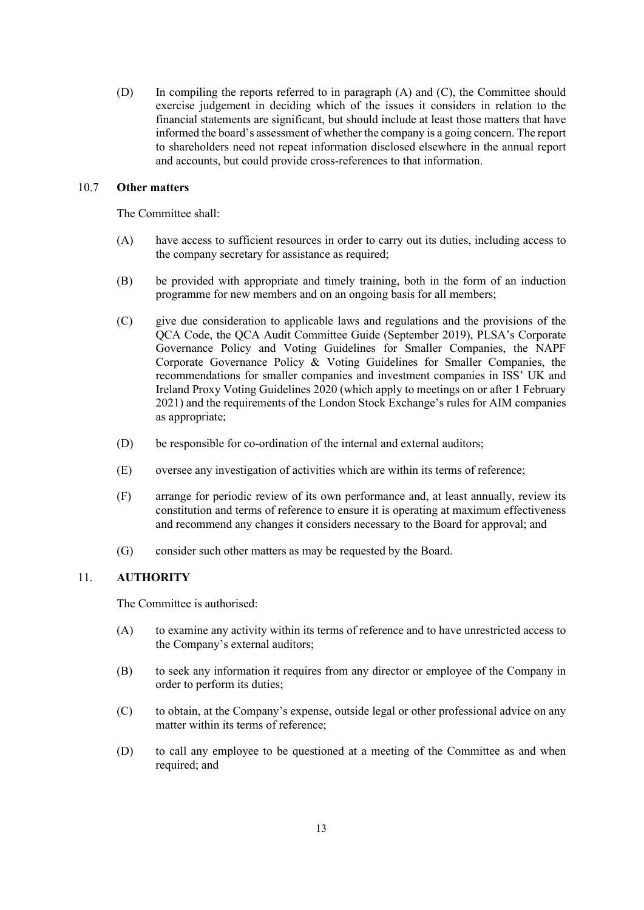(D) In compiling the reports referred to in paragraph (A) and (C), the Committee should exercise judgement in deciding which of the issues it considers in relation to the financial statements are significant, but should include at least those matters that have informed the board's assessment of whether the company is a going concern. The report to shareholders need not repeat information disclosed elsewhere in the annual report and accounts, but could provide cross-references to that information.

### 10.7 **Other matters**

The Committee shall:

(A) have access to sufficient resources in order to carry out its duties, including access to the company secretary for assistance as required;

(B) be provided with appropriate and timely training, both in the form of an induction programme for new members and on an ongoing basis for all members;

(C) give due consideration to applicable laws and regulations and the provisions of the QCA Code, the QCA Audit Committee Guide (September 2019), PLSA's Corporate Governance Policy and Voting Guidelines for Smaller Companies, the NAPF Corporate Governance Policy & Voting Guidelines for Smaller Companies, the recommendations for smaller companies and investment companies in ISS' UK and Ireland Proxy Voting Guidelines 2020 (which apply to meetings on or after 1 February 2021) and the requirements of the London Stock Exchange's rules for AIM companies as appropriate;

(D) be responsible for co-ordination of the internal and external auditors;

(E) oversee any investigation of activities which are within its terms of reference;

(F) arrange for periodic review of its own performance and, at least annually, review its constitution and terms of reference to ensure it is operating at maximum effectiveness and recommend any changes it considers necessary to the Board for approval; and

(G) consider such other matters as may be requested by the Board.

## 11. **AUTHORITY**

The Committee is authorised:

(A) to examine any activity within its terms of reference and to have unrestricted access to the Company's external auditors;

(B) to seek any information it requires from any director or employee of the Company in order to perform its duties;

(C) to obtain, at the Company's expense, outside legal or other professional advice on any matter within its terms of reference;

(D) to call any employee to be questioned at a meeting of the Committee as and when required; and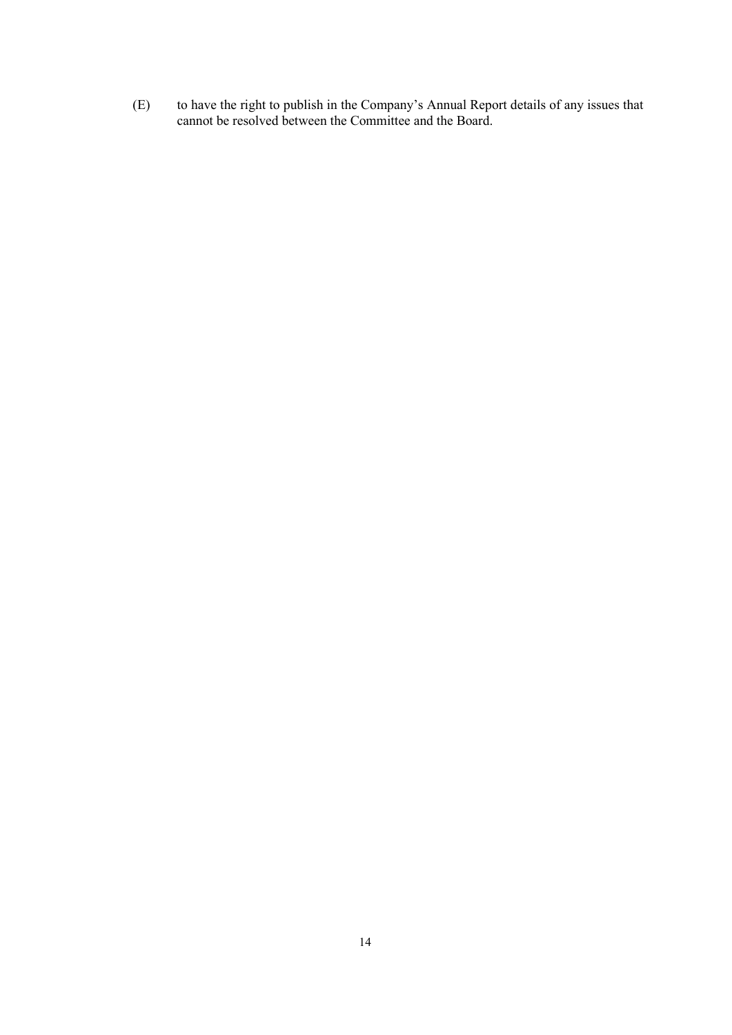(E) to have the right to publish in the Company's Annual Report details of any issues that cannot be resolved between the Committee and the Board.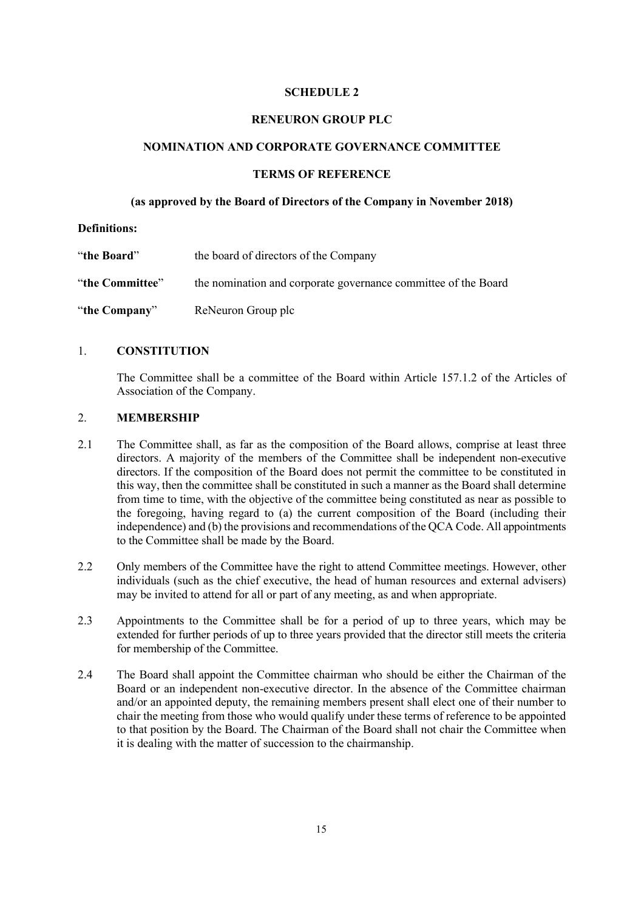**SCHEDULE 2**

**RENEURON GROUP PLC**

**NOMINATION AND CORPORATE GOVERNANCE COMMITTEE**

**TERMS OF REFERENCE**

**(as approved by the Board of Directors of the Company in November 2018)**

**Definitions:**

| | |
|---|---|
| "**the Board**" | the board of directors of the Company |
| "**the Committee**" | the nomination and corporate governance committee of the Board |
| "**the Company**" | ReNeuron Group plc |

1. **CONSTITUTION**

   The Committee shall be a committee of the Board within Article 157.1.2 of the Articles of Association of the Company.

2. **MEMBERSHIP**

2.1 The Committee shall, as far as the composition of the Board allows, comprise at least three directors. A majority of the members of the Committee shall be independent non-executive directors. If the composition of the Board does not permit the committee to be constituted in this way, then the committee shall be constituted in such a manner as the Board shall determine from time to time, with the objective of the committee being constituted as near as possible to the foregoing, having regard to (a) the current composition of the Board (including their independence) and (b) the provisions and recommendations of the QCA Code. All appointments to the Committee shall be made by the Board.

2.2 Only members of the Committee have the right to attend Committee meetings. However, other individuals (such as the chief executive, the head of human resources and external advisers) may be invited to attend for all or part of any meeting, as and when appropriate.

2.3 Appointments to the Committee shall be for a period of up to three years, which may be extended for further periods of up to three years provided that the director still meets the criteria for membership of the Committee.

2.4 The Board shall appoint the Committee chairman who should be either the Chairman of the Board or an independent non-executive director. In the absence of the Committee chairman and/or an appointed deputy, the remaining members present shall elect one of their number to chair the meeting from those who would qualify under these terms of reference to be appointed to that position by the Board. The Chairman of the Board shall not chair the Committee when it is dealing with the matter of succession to the chairmanship.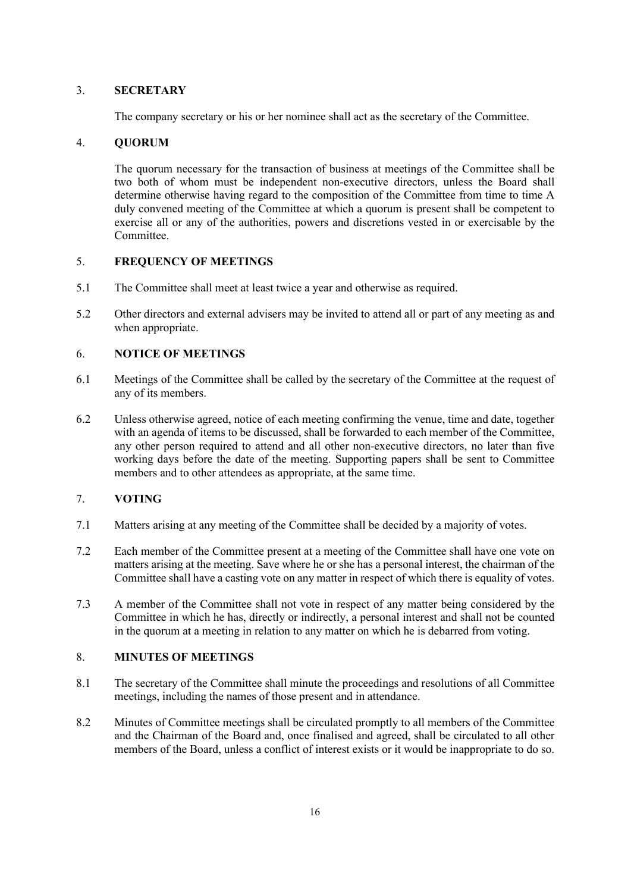## 3. SECRETARY

The company secretary or his or her nominee shall act as the secretary of the Committee.

## 4. QUORUM

The quorum necessary for the transaction of business at meetings of the Committee shall be two both of whom must be independent non-executive directors, unless the Board shall determine otherwise having regard to the composition of the Committee from time to time A duly convened meeting of the Committee at which a quorum is present shall be competent to exercise all or any of the authorities, powers and discretions vested in or exercisable by the Committee.

## 5. FREQUENCY OF MEETINGS

5.1 The Committee shall meet at least twice a year and otherwise as required.

5.2 Other directors and external advisers may be invited to attend all or part of any meeting as and when appropriate.

## 6. NOTICE OF MEETINGS

6.1 Meetings of the Committee shall be called by the secretary of the Committee at the request of any of its members.

6.2 Unless otherwise agreed, notice of each meeting confirming the venue, time and date, together with an agenda of items to be discussed, shall be forwarded to each member of the Committee, any other person required to attend and all other non-executive directors, no later than five working days before the date of the meeting. Supporting papers shall be sent to Committee members and to other attendees as appropriate, at the same time.

## 7. VOTING

7.1 Matters arising at any meeting of the Committee shall be decided by a majority of votes.

7.2 Each member of the Committee present at a meeting of the Committee shall have one vote on matters arising at the meeting. Save where he or she has a personal interest, the chairman of the Committee shall have a casting vote on any matter in respect of which there is equality of votes.

7.3 A member of the Committee shall not vote in respect of any matter being considered by the Committee in which he has, directly or indirectly, a personal interest and shall not be counted in the quorum at a meeting in relation to any matter on which he is debarred from voting.

## 8. MINUTES OF MEETINGS

8.1 The secretary of the Committee shall minute the proceedings and resolutions of all Committee meetings, including the names of those present and in attendance.

8.2 Minutes of Committee meetings shall be circulated promptly to all members of the Committee and the Chairman of the Board and, once finalised and agreed, shall be circulated to all other members of the Board, unless a conflict of interest exists or it would be inappropriate to do so.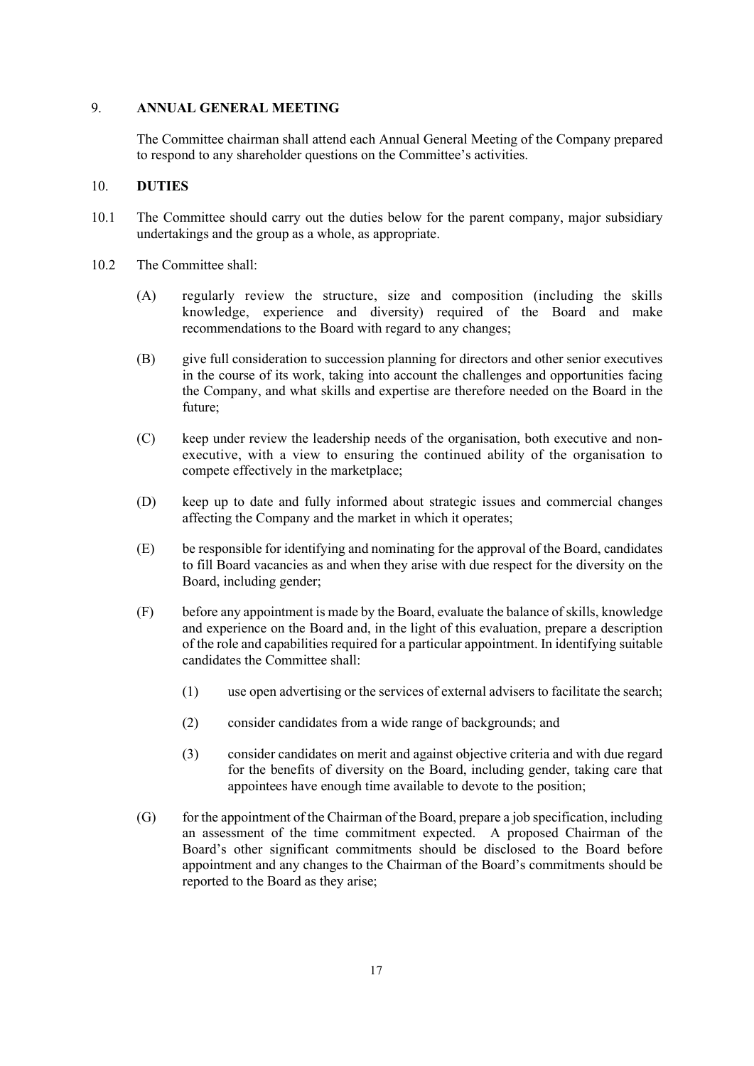## 9. ANNUAL GENERAL MEETING

The Committee chairman shall attend each Annual General Meeting of the Company prepared to respond to any shareholder questions on the Committee's activities.

## 10. DUTIES

10.1 The Committee should carry out the duties below for the parent company, major subsidiary undertakings and the group as a whole, as appropriate.

10.2 The Committee shall:

(A) regularly review the structure, size and composition (including the skills knowledge, experience and diversity) required of the Board and make recommendations to the Board with regard to any changes;

(B) give full consideration to succession planning for directors and other senior executives in the course of its work, taking into account the challenges and opportunities facing the Company, and what skills and expertise are therefore needed on the Board in the future;

(C) keep under review the leadership needs of the organisation, both executive and non-executive, with a view to ensuring the continued ability of the organisation to compete effectively in the marketplace;

(D) keep up to date and fully informed about strategic issues and commercial changes affecting the Company and the market in which it operates;

(E) be responsible for identifying and nominating for the approval of the Board, candidates to fill Board vacancies as and when they arise with due respect for the diversity on the Board, including gender;

(F) before any appointment is made by the Board, evaluate the balance of skills, knowledge and experience on the Board and, in the light of this evaluation, prepare a description of the role and capabilities required for a particular appointment. In identifying suitable candidates the Committee shall:

(1) use open advertising or the services of external advisers to facilitate the search;

(2) consider candidates from a wide range of backgrounds; and

(3) consider candidates on merit and against objective criteria and with due regard for the benefits of diversity on the Board, including gender, taking care that appointees have enough time available to devote to the position;

(G) for the appointment of the Chairman of the Board, prepare a job specification, including an assessment of the time commitment expected. A proposed Chairman of the Board's other significant commitments should be disclosed to the Board before appointment and any changes to the Chairman of the Board's commitments should be reported to the Board as they arise;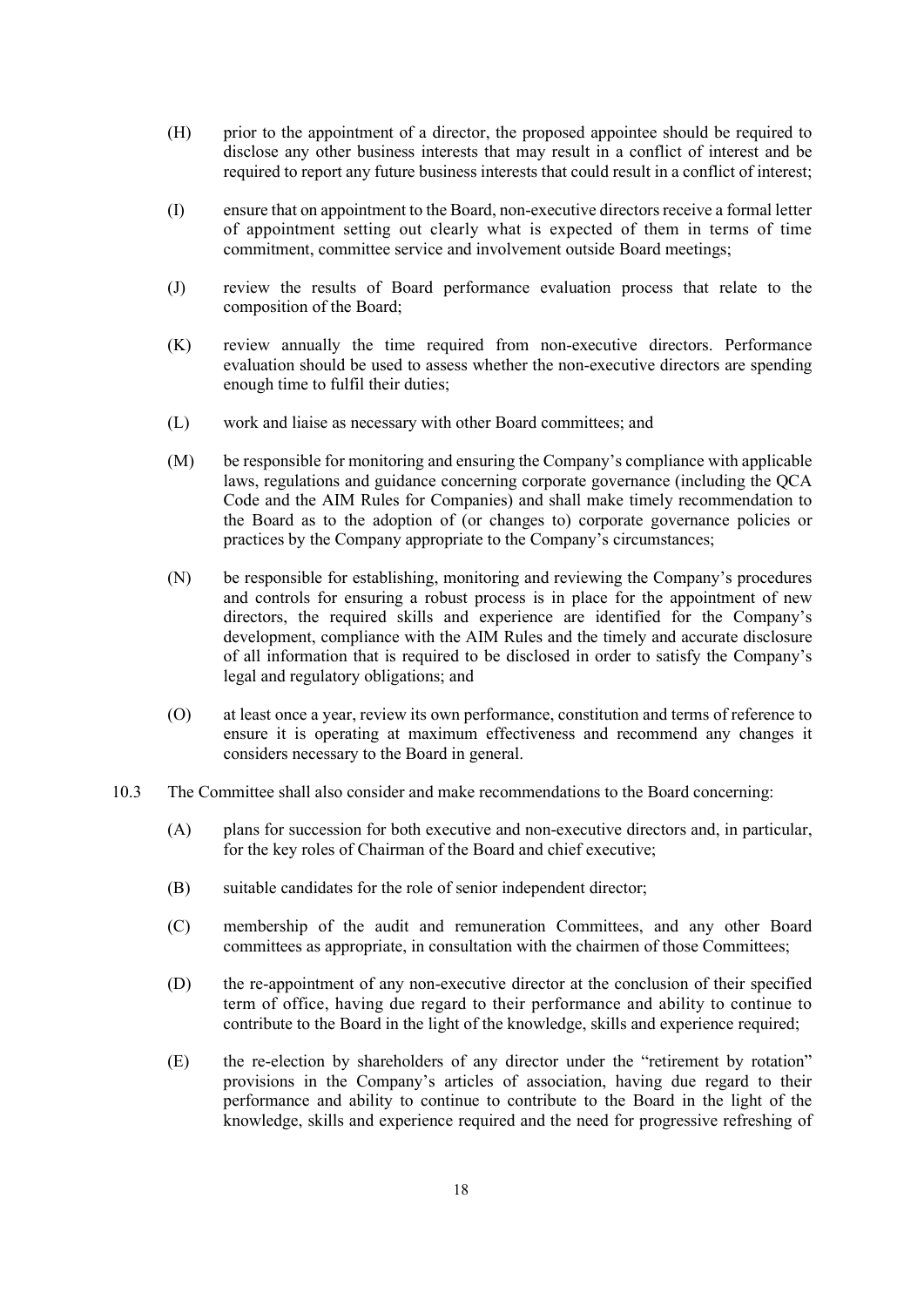(H) prior to the appointment of a director, the proposed appointee should be required to disclose any other business interests that may result in a conflict of interest and be required to report any future business interests that could result in a conflict of interest;

(I) ensure that on appointment to the Board, non-executive directors receive a formal letter of appointment setting out clearly what is expected of them in terms of time commitment, committee service and involvement outside Board meetings;

(J) review the results of Board performance evaluation process that relate to the composition of the Board;

(K) review annually the time required from non-executive directors. Performance evaluation should be used to assess whether the non-executive directors are spending enough time to fulfil their duties;

(L) work and liaise as necessary with other Board committees; and

(M) be responsible for monitoring and ensuring the Company's compliance with applicable laws, regulations and guidance concerning corporate governance (including the QCA Code and the AIM Rules for Companies) and shall make timely recommendation to the Board as to the adoption of (or changes to) corporate governance policies or practices by the Company appropriate to the Company's circumstances;

(N) be responsible for establishing, monitoring and reviewing the Company's procedures and controls for ensuring a robust process is in place for the appointment of new directors, the required skills and experience are identified for the Company's development, compliance with the AIM Rules and the timely and accurate disclosure of all information that is required to be disclosed in order to satisfy the Company's legal and regulatory obligations; and

(O) at least once a year, review its own performance, constitution and terms of reference to ensure it is operating at maximum effectiveness and recommend any changes it considers necessary to the Board in general.

10.3 The Committee shall also consider and make recommendations to the Board concerning:

(A) plans for succession for both executive and non-executive directors and, in particular, for the key roles of Chairman of the Board and chief executive;

(B) suitable candidates for the role of senior independent director;

(C) membership of the audit and remuneration Committees, and any other Board committees as appropriate, in consultation with the chairmen of those Committees;

(D) the re-appointment of any non-executive director at the conclusion of their specified term of office, having due regard to their performance and ability to continue to contribute to the Board in the light of the knowledge, skills and experience required;

(E) the re-election by shareholders of any director under the "retirement by rotation" provisions in the Company's articles of association, having due regard to their performance and ability to continue to contribute to the Board in the light of the knowledge, skills and experience required and the need for progressive refreshing of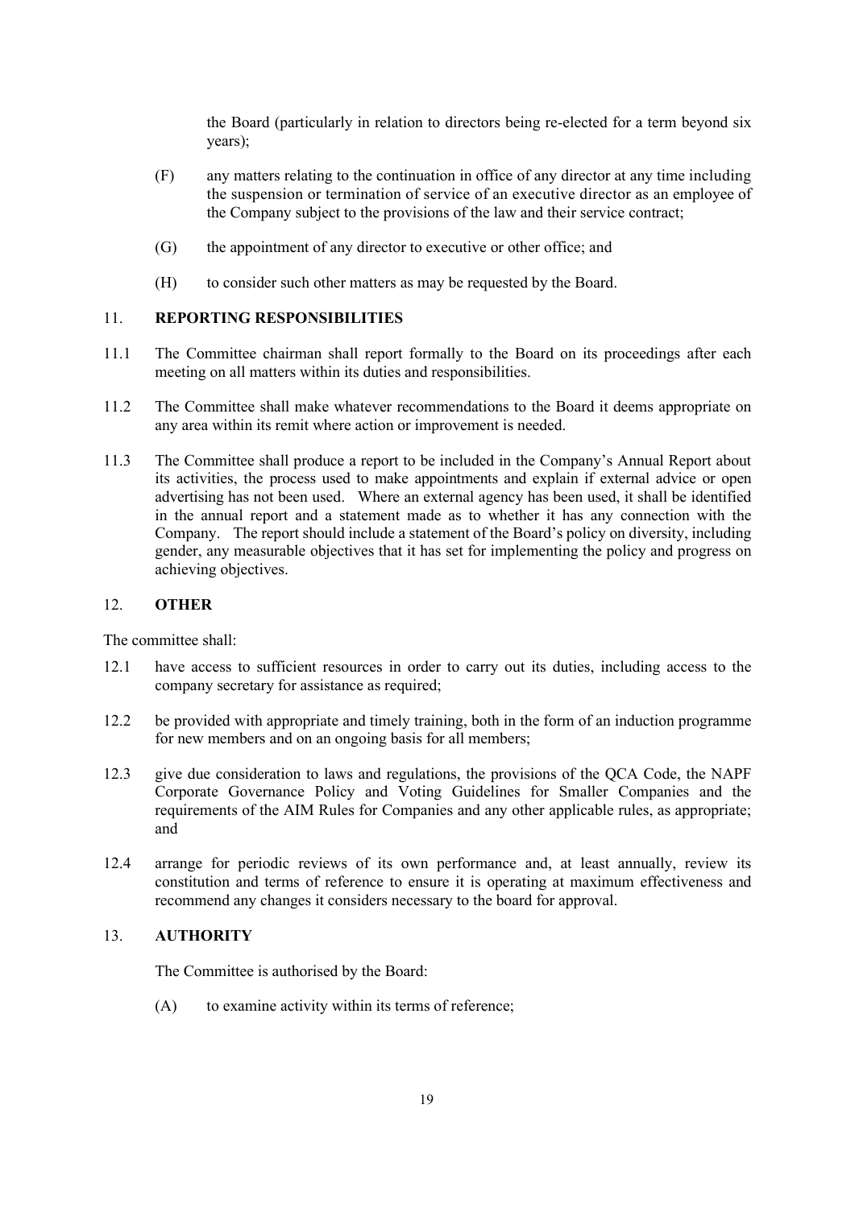the Board (particularly in relation to directors being re-elected for a term beyond six years);

(F) any matters relating to the continuation in office of any director at any time including the suspension or termination of service of an executive director as an employee of the Company subject to the provisions of the law and their service contract;

(G) the appointment of any director to executive or other office; and

(H) to consider such other matters as may be requested by the Board.

## 11. REPORTING RESPONSIBILITIES

11.1 The Committee chairman shall report formally to the Board on its proceedings after each meeting on all matters within its duties and responsibilities.

11.2 The Committee shall make whatever recommendations to the Board it deems appropriate on any area within its remit where action or improvement is needed.

11.3 The Committee shall produce a report to be included in the Company's Annual Report about its activities, the process used to make appointments and explain if external advice or open advertising has not been used. Where an external agency has been used, it shall be identified in the annual report and a statement made as to whether it has any connection with the Company. The report should include a statement of the Board's policy on diversity, including gender, any measurable objectives that it has set for implementing the policy and progress on achieving objectives.

## 12. OTHER

The committee shall:

12.1 have access to sufficient resources in order to carry out its duties, including access to the company secretary for assistance as required;

12.2 be provided with appropriate and timely training, both in the form of an induction programme for new members and on an ongoing basis for all members;

12.3 give due consideration to laws and regulations, the provisions of the QCA Code, the NAPF Corporate Governance Policy and Voting Guidelines for Smaller Companies and the requirements of the AIM Rules for Companies and any other applicable rules, as appropriate; and

12.4 arrange for periodic reviews of its own performance and, at least annually, review its constitution and terms of reference to ensure it is operating at maximum effectiveness and recommend any changes it considers necessary to the board for approval.

## 13. AUTHORITY

The Committee is authorised by the Board:

(A) to examine activity within its terms of reference;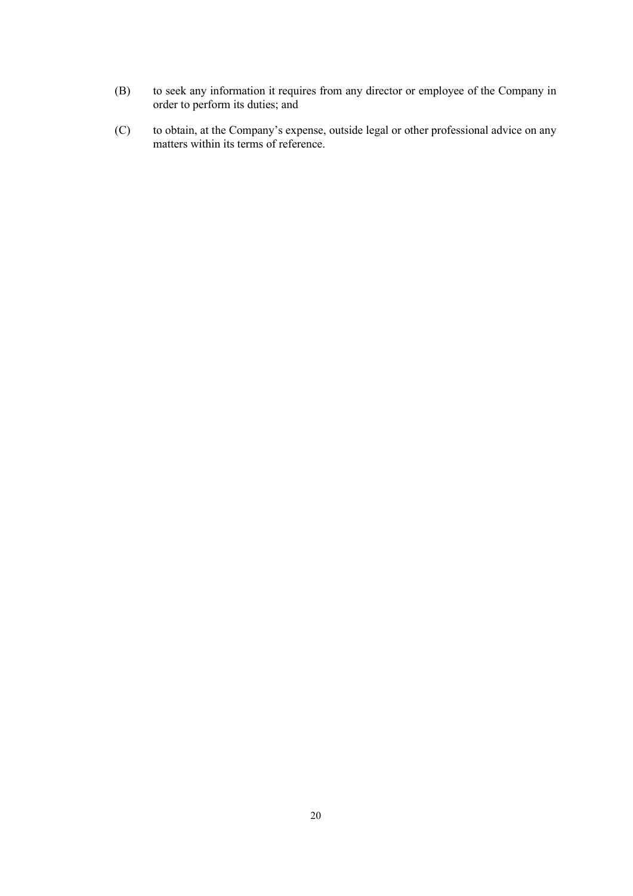(B) to seek any information it requires from any director or employee of the Company in order to perform its duties; and

(C) to obtain, at the Company's expense, outside legal or other professional advice on any matters within its terms of reference.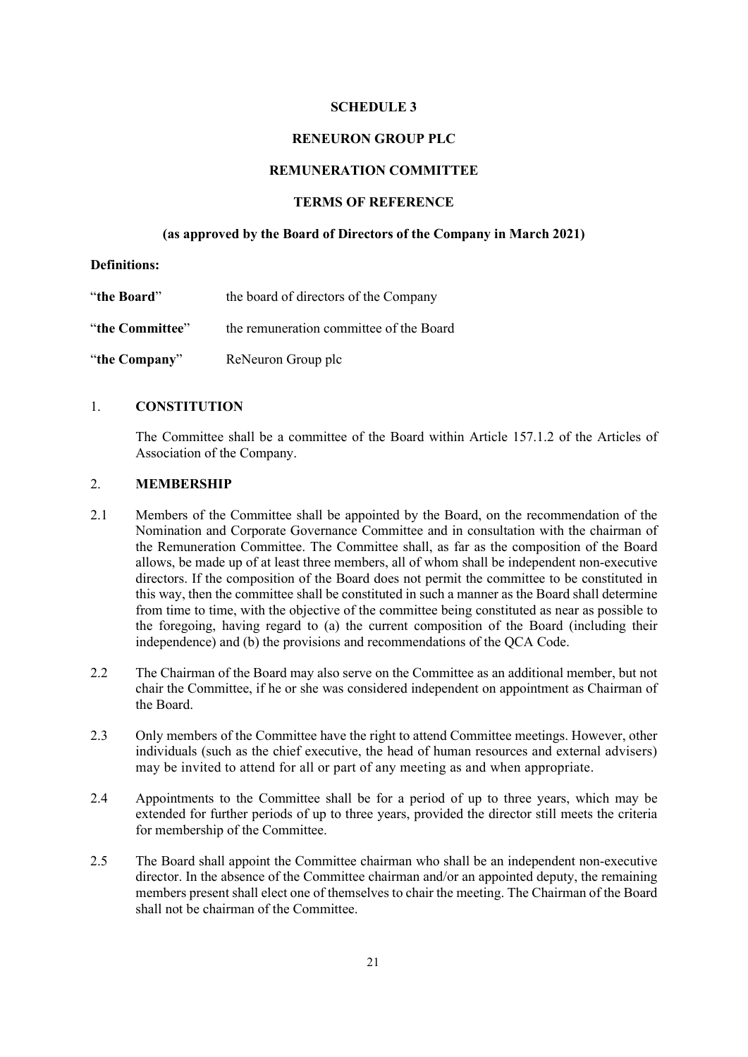**SCHEDULE 3**

**RENEURON GROUP PLC**

**REMUNERATION COMMITTEE**

**TERMS OF REFERENCE**

**(as approved by the Board of Directors of the Company in March 2021)**

**Definitions:**

| | |
|---|---|
| "**the Board**" | the board of directors of the Company |
| "**the Committee**" | the remuneration committee of the Board |
| "**the Company**" | ReNeuron Group plc |

## 1. CONSTITUTION

The Committee shall be a committee of the Board within Article 157.1.2 of the Articles of Association of the Company.

## 2. MEMBERSHIP

2.1 Members of the Committee shall be appointed by the Board, on the recommendation of the Nomination and Corporate Governance Committee and in consultation with the chairman of the Remuneration Committee. The Committee shall, as far as the composition of the Board allows, be made up of at least three members, all of whom shall be independent non-executive directors. If the composition of the Board does not permit the committee to be constituted in this way, then the committee shall be constituted in such a manner as the Board shall determine from time to time, with the objective of the committee being constituted as near as possible to the foregoing, having regard to (a) the current composition of the Board (including their independence) and (b) the provisions and recommendations of the QCA Code.

2.2 The Chairman of the Board may also serve on the Committee as an additional member, but not chair the Committee, if he or she was considered independent on appointment as Chairman of the Board.

2.3 Only members of the Committee have the right to attend Committee meetings. However, other individuals (such as the chief executive, the head of human resources and external advisers) may be invited to attend for all or part of any meeting as and when appropriate.

2.4 Appointments to the Committee shall be for a period of up to three years, which may be extended for further periods of up to three years, provided the director still meets the criteria for membership of the Committee.

2.5 The Board shall appoint the Committee chairman who shall be an independent non-executive director. In the absence of the Committee chairman and/or an appointed deputy, the remaining members present shall elect one of themselves to chair the meeting. The Chairman of the Board shall not be chairman of the Committee.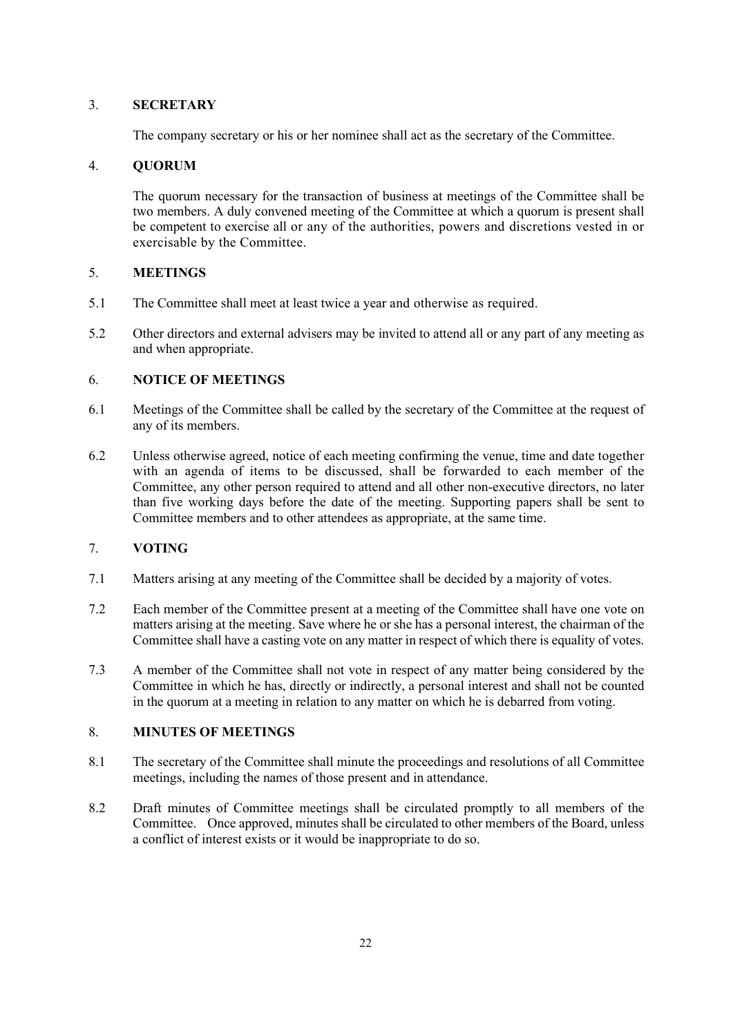## 3. SECRETARY

The company secretary or his or her nominee shall act as the secretary of the Committee.

## 4. QUORUM

The quorum necessary for the transaction of business at meetings of the Committee shall be two members. A duly convened meeting of the Committee at which a quorum is present shall be competent to exercise all or any of the authorities, powers and discretions vested in or exercisable by the Committee.

## 5. MEETINGS

5.1 The Committee shall meet at least twice a year and otherwise as required.

5.2 Other directors and external advisers may be invited to attend all or any part of any meeting as and when appropriate.

## 6. NOTICE OF MEETINGS

6.1 Meetings of the Committee shall be called by the secretary of the Committee at the request of any of its members.

6.2 Unless otherwise agreed, notice of each meeting confirming the venue, time and date together with an agenda of items to be discussed, shall be forwarded to each member of the Committee, any other person required to attend and all other non-executive directors, no later than five working days before the date of the meeting. Supporting papers shall be sent to Committee members and to other attendees as appropriate, at the same time.

## 7. VOTING

7.1 Matters arising at any meeting of the Committee shall be decided by a majority of votes.

7.2 Each member of the Committee present at a meeting of the Committee shall have one vote on matters arising at the meeting. Save where he or she has a personal interest, the chairman of the Committee shall have a casting vote on any matter in respect of which there is equality of votes.

7.3 A member of the Committee shall not vote in respect of any matter being considered by the Committee in which he has, directly or indirectly, a personal interest and shall not be counted in the quorum at a meeting in relation to any matter on which he is debarred from voting.

## 8. MINUTES OF MEETINGS

8.1 The secretary of the Committee shall minute the proceedings and resolutions of all Committee meetings, including the names of those present and in attendance.

8.2 Draft minutes of Committee meetings shall be circulated promptly to all members of the Committee. Once approved, minutes shall be circulated to other members of the Board, unless a conflict of interest exists or it would be inappropriate to do so.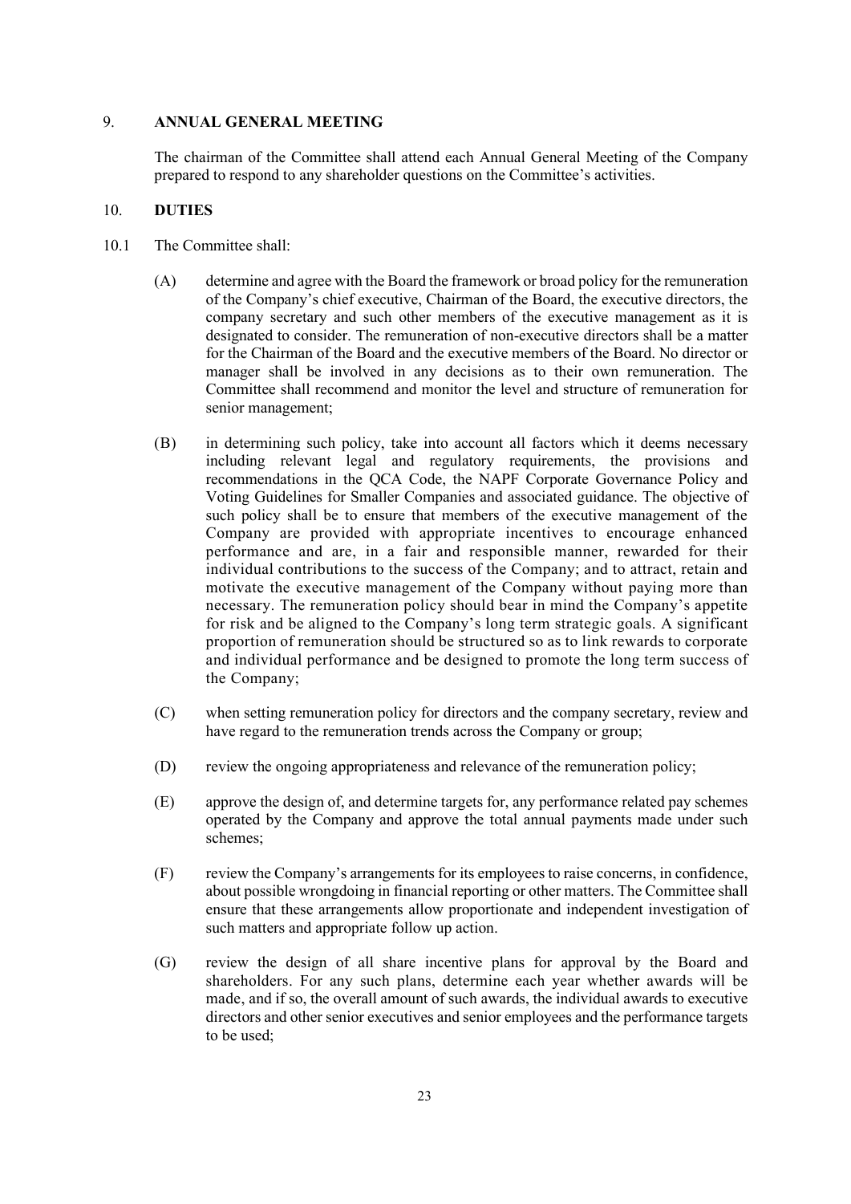## 9. ANNUAL GENERAL MEETING

The chairman of the Committee shall attend each Annual General Meeting of the Company prepared to respond to any shareholder questions on the Committee's activities.

## 10. DUTIES

10.1 The Committee shall:

(A) determine and agree with the Board the framework or broad policy for the remuneration of the Company's chief executive, Chairman of the Board, the executive directors, the company secretary and such other members of the executive management as it is designated to consider. The remuneration of non-executive directors shall be a matter for the Chairman of the Board and the executive members of the Board. No director or manager shall be involved in any decisions as to their own remuneration. The Committee shall recommend and monitor the level and structure of remuneration for senior management;

(B) in determining such policy, take into account all factors which it deems necessary including relevant legal and regulatory requirements, the provisions and recommendations in the QCA Code, the NAPF Corporate Governance Policy and Voting Guidelines for Smaller Companies and associated guidance. The objective of such policy shall be to ensure that members of the executive management of the Company are provided with appropriate incentives to encourage enhanced performance and are, in a fair and responsible manner, rewarded for their individual contributions to the success of the Company; and to attract, retain and motivate the executive management of the Company without paying more than necessary. The remuneration policy should bear in mind the Company's appetite for risk and be aligned to the Company's long term strategic goals. A significant proportion of remuneration should be structured so as to link rewards to corporate and individual performance and be designed to promote the long term success of the Company;

(C) when setting remuneration policy for directors and the company secretary, review and have regard to the remuneration trends across the Company or group;

(D) review the ongoing appropriateness and relevance of the remuneration policy;

(E) approve the design of, and determine targets for, any performance related pay schemes operated by the Company and approve the total annual payments made under such schemes;

(F) review the Company's arrangements for its employees to raise concerns, in confidence, about possible wrongdoing in financial reporting or other matters. The Committee shall ensure that these arrangements allow proportionate and independent investigation of such matters and appropriate follow up action.

(G) review the design of all share incentive plans for approval by the Board and shareholders. For any such plans, determine each year whether awards will be made, and if so, the overall amount of such awards, the individual awards to executive directors and other senior executives and senior employees and the performance targets to be used;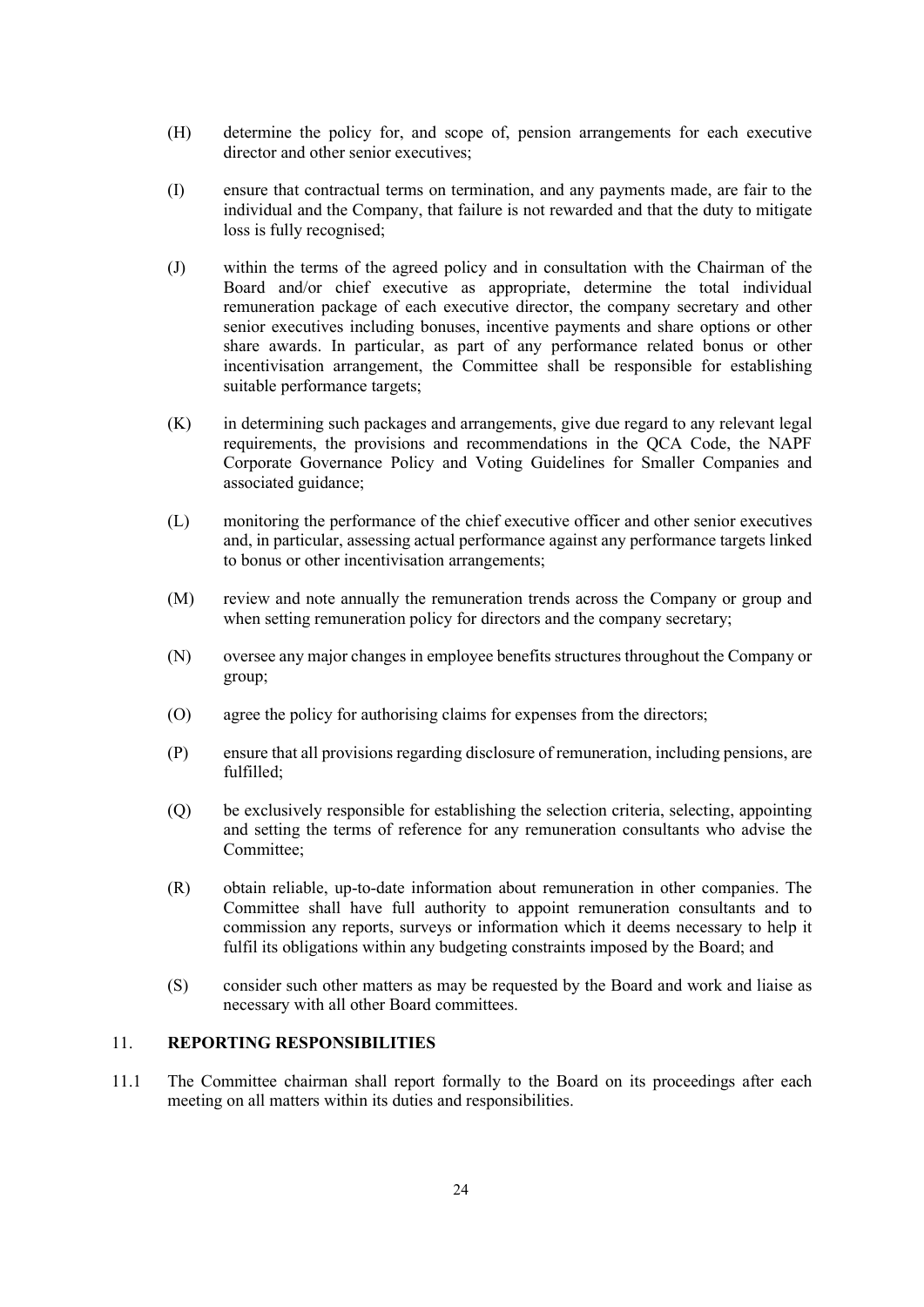(H) determine the policy for, and scope of, pension arrangements for each executive director and other senior executives;

(I) ensure that contractual terms on termination, and any payments made, are fair to the individual and the Company, that failure is not rewarded and that the duty to mitigate loss is fully recognised;

(J) within the terms of the agreed policy and in consultation with the Chairman of the Board and/or chief executive as appropriate, determine the total individual remuneration package of each executive director, the company secretary and other senior executives including bonuses, incentive payments and share options or other share awards. In particular, as part of any performance related bonus or other incentivisation arrangement, the Committee shall be responsible for establishing suitable performance targets;

(K) in determining such packages and arrangements, give due regard to any relevant legal requirements, the provisions and recommendations in the QCA Code, the NAPF Corporate Governance Policy and Voting Guidelines for Smaller Companies and associated guidance;

(L) monitoring the performance of the chief executive officer and other senior executives and, in particular, assessing actual performance against any performance targets linked to bonus or other incentivisation arrangements;

(M) review and note annually the remuneration trends across the Company or group and when setting remuneration policy for directors and the company secretary;

(N) oversee any major changes in employee benefits structures throughout the Company or group;

(O) agree the policy for authorising claims for expenses from the directors;

(P) ensure that all provisions regarding disclosure of remuneration, including pensions, are fulfilled;

(Q) be exclusively responsible for establishing the selection criteria, selecting, appointing and setting the terms of reference for any remuneration consultants who advise the Committee;

(R) obtain reliable, up-to-date information about remuneration in other companies. The Committee shall have full authority to appoint remuneration consultants and to commission any reports, surveys or information which it deems necessary to help it fulfil its obligations within any budgeting constraints imposed by the Board; and

(S) consider such other matters as may be requested by the Board and work and liaise as necessary with all other Board committees.

## 11. REPORTING RESPONSIBILITIES

11.1 The Committee chairman shall report formally to the Board on its proceedings after each meeting on all matters within its duties and responsibilities.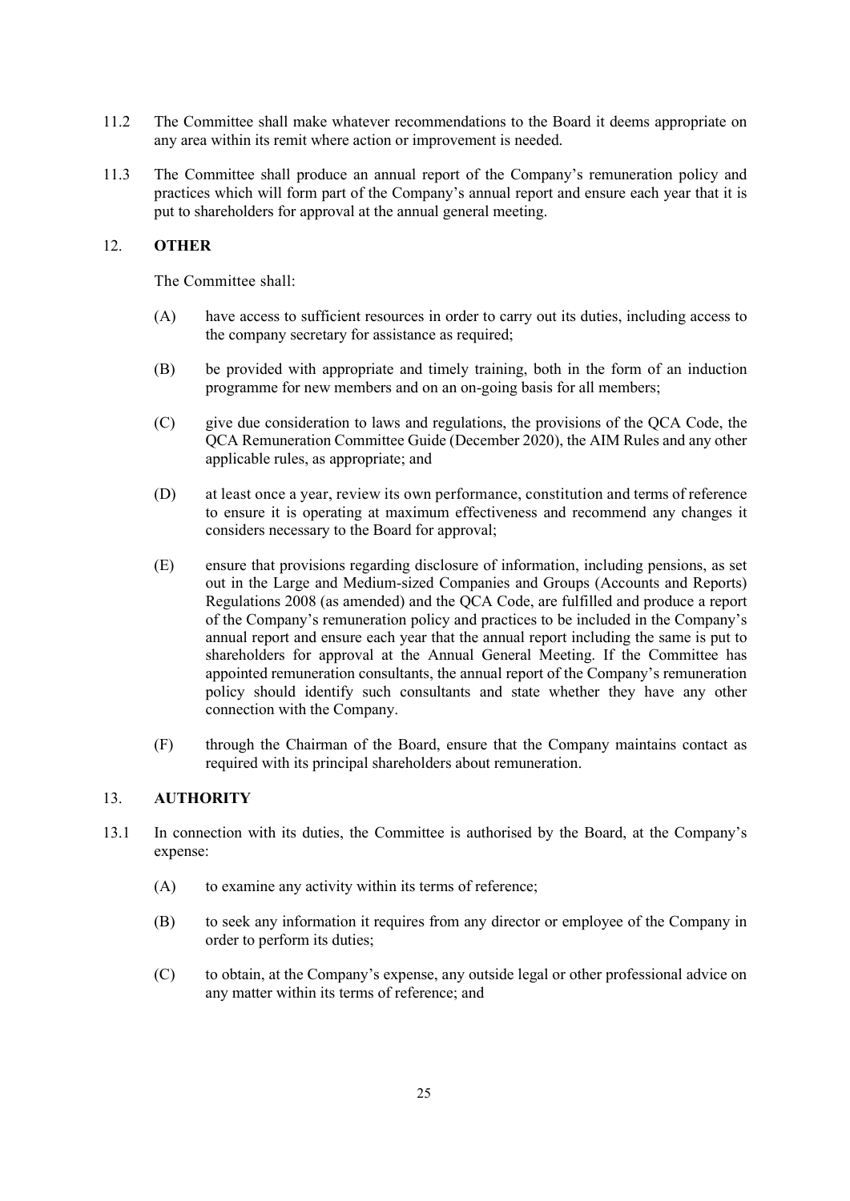11.2 The Committee shall make whatever recommendations to the Board it deems appropriate on any area within its remit where action or improvement is needed.

11.3 The Committee shall produce an annual report of the Company's remuneration policy and practices which will form part of the Company's annual report and ensure each year that it is put to shareholders for approval at the annual general meeting.

## 12. OTHER

The Committee shall:

(A) have access to sufficient resources in order to carry out its duties, including access to the company secretary for assistance as required;

(B) be provided with appropriate and timely training, both in the form of an induction programme for new members and on an on-going basis for all members;

(C) give due consideration to laws and regulations, the provisions of the QCA Code, the QCA Remuneration Committee Guide (December 2020), the AIM Rules and any other applicable rules, as appropriate; and

(D) at least once a year, review its own performance, constitution and terms of reference to ensure it is operating at maximum effectiveness and recommend any changes it considers necessary to the Board for approval;

(E) ensure that provisions regarding disclosure of information, including pensions, as set out in the Large and Medium-sized Companies and Groups (Accounts and Reports) Regulations 2008 (as amended) and the QCA Code, are fulfilled and produce a report of the Company's remuneration policy and practices to be included in the Company's annual report and ensure each year that the annual report including the same is put to shareholders for approval at the Annual General Meeting. If the Committee has appointed remuneration consultants, the annual report of the Company's remuneration policy should identify such consultants and state whether they have any other connection with the Company.

(F) through the Chairman of the Board, ensure that the Company maintains contact as required with its principal shareholders about remuneration.

## 13. AUTHORITY

13.1 In connection with its duties, the Committee is authorised by the Board, at the Company's expense:

(A) to examine any activity within its terms of reference;

(B) to seek any information it requires from any director or employee of the Company in order to perform its duties;

(C) to obtain, at the Company's expense, any outside legal or other professional advice on any matter within its terms of reference; and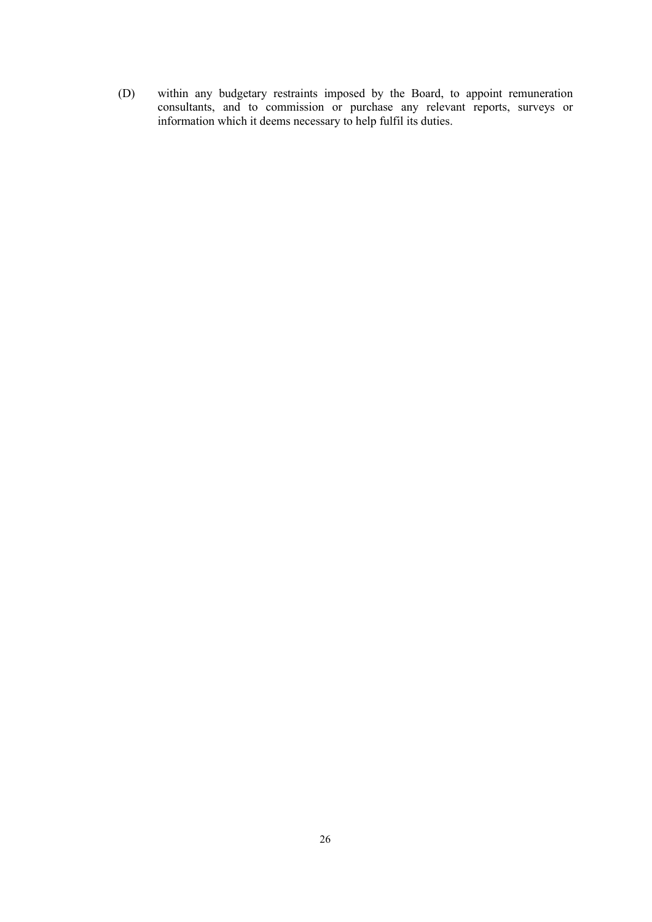(D) within any budgetary restraints imposed by the Board, to appoint remuneration consultants, and to commission or purchase any relevant reports, surveys or information which it deems necessary to help fulfil its duties.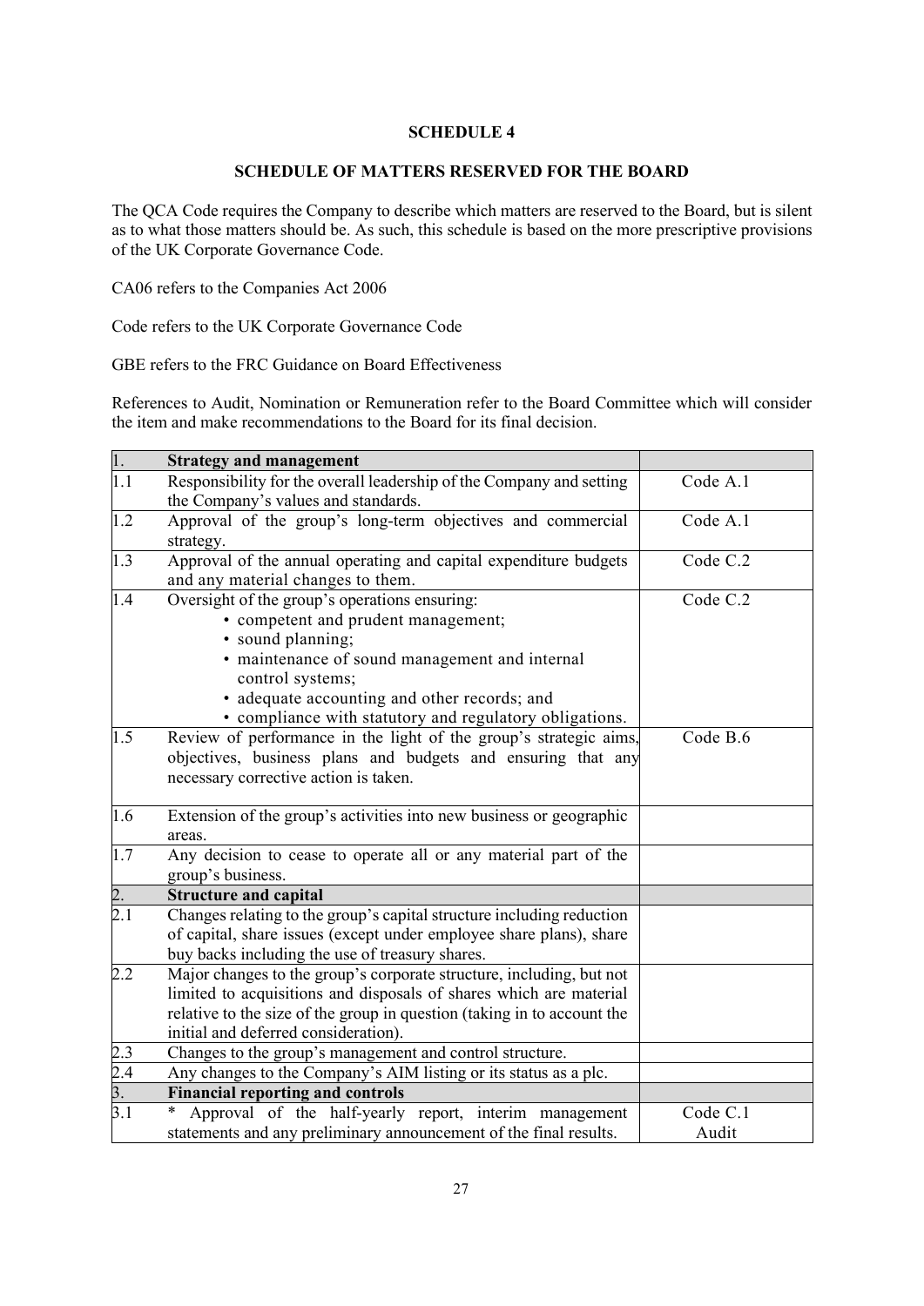**SCHEDULE 4**

**SCHEDULE OF MATTERS RESERVED FOR THE BOARD**

The QCA Code requires the Company to describe which matters are reserved to the Board, but is silent as to what those matters should be. As such, this schedule is based on the more prescriptive provisions of the UK Corporate Governance Code.

CA06 refers to the Companies Act 2006

Code refers to the UK Corporate Governance Code

GBE refers to the FRC Guidance on Board Effectiveness

References to Audit, Nomination or Remuneration refer to the Board Committee which will consider the item and make recommendations to the Board for its final decision.

| 1. | **Strategy and management** | |
|---|---|---|
| 1.1 | Responsibility for the overall leadership of the Company and setting the Company's values and standards. | Code A.1 |
| 1.2 | Approval of the group's long-term objectives and commercial strategy. | Code A.1 |
| 1.3 | Approval of the annual operating and capital expenditure budgets and any material changes to them. | Code C.2 |
| 1.4 | Oversight of the group's operations ensuring:<br>• competent and prudent management;<br>• sound planning;<br>• maintenance of sound management and internal control systems;<br>• adequate accounting and other records; and<br>• compliance with statutory and regulatory obligations. | Code C.2 |
| 1.5 | Review of performance in the light of the group's strategic aims, objectives, business plans and budgets and ensuring that any necessary corrective action is taken. | Code B.6 |
| 1.6 | Extension of the group's activities into new business or geographic areas. | |
| 1.7 | Any decision to cease to operate all or any material part of the group's business. | |
| 2. | **Structure and capital** | |
| 2.1 | Changes relating to the group's capital structure including reduction of capital, share issues (except under employee share plans), share buy backs including the use of treasury shares. | |
| 2.2 | Major changes to the group's corporate structure, including, but not limited to acquisitions and disposals of shares which are material relative to the size of the group in question (taking in to account the initial and deferred consideration). | |
| 2.3 | Changes to the group's management and control structure. | |
| 2.4 | Any changes to the Company's AIM listing or its status as a plc. | |
| 3. | **Financial reporting and controls** | |
| 3.1 | * Approval of the half-yearly report, interim management statements and any preliminary announcement of the final results. | Code C.1<br>Audit |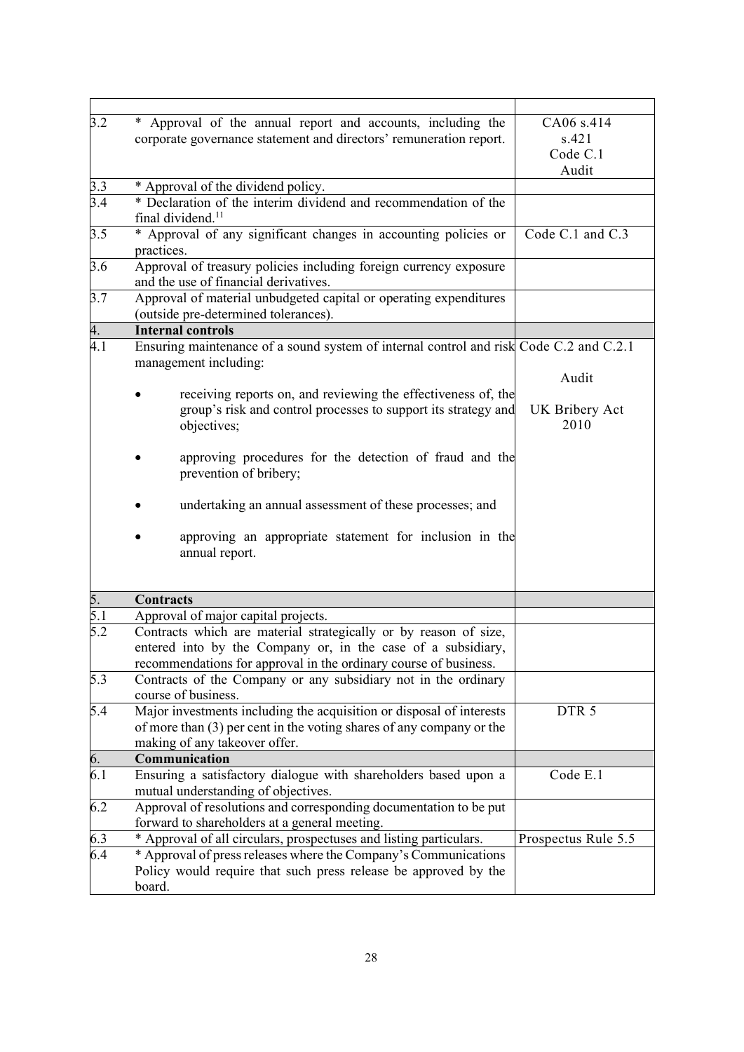| | | |
|---|---|---|
| 3.2 | * Approval of the annual report and accounts, including the corporate governance statement and directors' remuneration report. | CA06 s.414<br>s.421<br>Code C.1<br>Audit |
| 3.3 | * Approval of the dividend policy. | |
| 3.4 | * Declaration of the interim dividend and recommendation of the final dividend.[11] | |
| 3.5 | * Approval of any significant changes in accounting policies or practices. | Code C.1 and C.3 |
| 3.6 | Approval of treasury policies including foreign currency exposure and the use of financial derivatives. | |
| 3.7 | Approval of material unbudgeted capital or operating expenditures (outside pre-determined tolerances). | |
| **4.** | **Internal controls** | |
| 4.1 | Ensuring maintenance of a sound system of internal control and risk management including:<br><br>• receiving reports on, and reviewing the effectiveness of, the group's risk and control processes to support its strategy and objectives;<br><br>• approving procedures for the detection of fraud and the prevention of bribery;<br><br>• undertaking an annual assessment of these processes; and<br><br>• approving an appropriate statement for inclusion in the annual report. | Code C.2 and C.2.1<br><br>Audit<br><br>UK Bribery Act 2010 |
| **5.** | **Contracts** | |
| 5.1 | Approval of major capital projects. | |
| 5.2 | Contracts which are material strategically or by reason of size, entered into by the Company or, in the case of a subsidiary, recommendations for approval in the ordinary course of business. | |
| 5.3 | Contracts of the Company or any subsidiary not in the ordinary course of business. | |
| 5.4 | Major investments including the acquisition or disposal of interests of more than (3) per cent in the voting shares of any company or the making of any takeover offer. | DTR 5 |
| **6.** | **Communication** | |
| 6.1 | Ensuring a satisfactory dialogue with shareholders based upon a mutual understanding of objectives. | Code E.1 |
| 6.2 | Approval of resolutions and corresponding documentation to be put forward to shareholders at a general meeting. | |
| 6.3 | * Approval of all circulars, prospectuses and listing particulars. | Prospectus Rule 5.5 |
| 6.4 | * Approval of press releases where the Company's Communications Policy would require that such press release be approved by the board. | |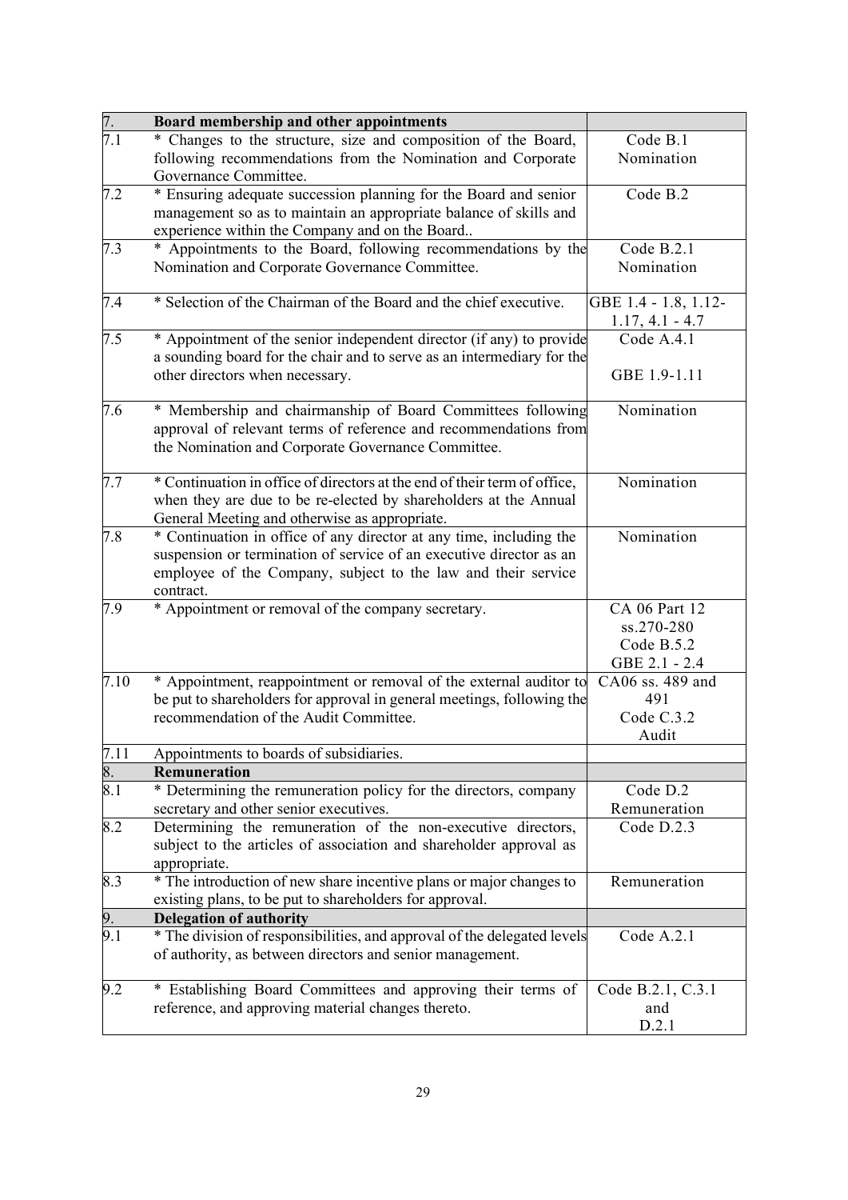| 7. | **Board membership and other appointments** | |
|---|---|---|
| 7.1 | * Changes to the structure, size and composition of the Board, following recommendations from the Nomination and Corporate Governance Committee. | Code B.1<br>Nomination |
| 7.2 | * Ensuring adequate succession planning for the Board and senior management so as to maintain an appropriate balance of skills and experience within the Company and on the Board.. | Code B.2 |
| 7.3 | * Appointments to the Board, following recommendations by the Nomination and Corporate Governance Committee. | Code B.2.1<br>Nomination |
| 7.4 | * Selection of the Chairman of the Board and the chief executive. | GBE 1.4 - 1.8, 1.12-1.17, 4.1 - 4.7 |
| 7.5 | * Appointment of the senior independent director (if any) to provide a sounding board for the chair and to serve as an intermediary for the other directors when necessary. | Code A.4.1<br><br>GBE 1.9-1.11 |
| 7.6 | * Membership and chairmanship of Board Committees following approval of relevant terms of reference and recommendations from the Nomination and Corporate Governance Committee. | Nomination |
| 7.7 | * Continuation in office of directors at the end of their term of office, when they are due to be re-elected by shareholders at the Annual General Meeting and otherwise as appropriate. | Nomination |
| 7.8 | * Continuation in office of any director at any time, including the suspension or termination of service of an executive director as an employee of the Company, subject to the law and their service contract. | Nomination |
| 7.9 | * Appointment or removal of the company secretary. | CA 06 Part 12<br>ss.270-280<br>Code B.5.2<br>GBE 2.1 - 2.4 |
| 7.10 | * Appointment, reappointment or removal of the external auditor to be put to shareholders for approval in general meetings, following the recommendation of the Audit Committee. | CA06 ss. 489 and 491<br>Code C.3.2<br>Audit |
| 7.11 | Appointments to boards of subsidiaries. | |
| 8. | **Remuneration** | |
| 8.1 | * Determining the remuneration policy for the directors, company secretary and other senior executives. | Code D.2<br>Remuneration |
| 8.2 | Determining the remuneration of the non-executive directors, subject to the articles of association and shareholder approval as appropriate. | Code D.2.3 |
| 8.3 | * The introduction of new share incentive plans or major changes to existing plans, to be put to shareholders for approval. | Remuneration |
| 9. | **Delegation of authority** | |
| 9.1 | * The division of responsibilities, and approval of the delegated levels of authority, as between directors and senior management. | Code A.2.1 |
| 9.2 | * Establishing Board Committees and approving their terms of reference, and approving material changes thereto. | Code B.2.1, C.3.1 and D.2.1 |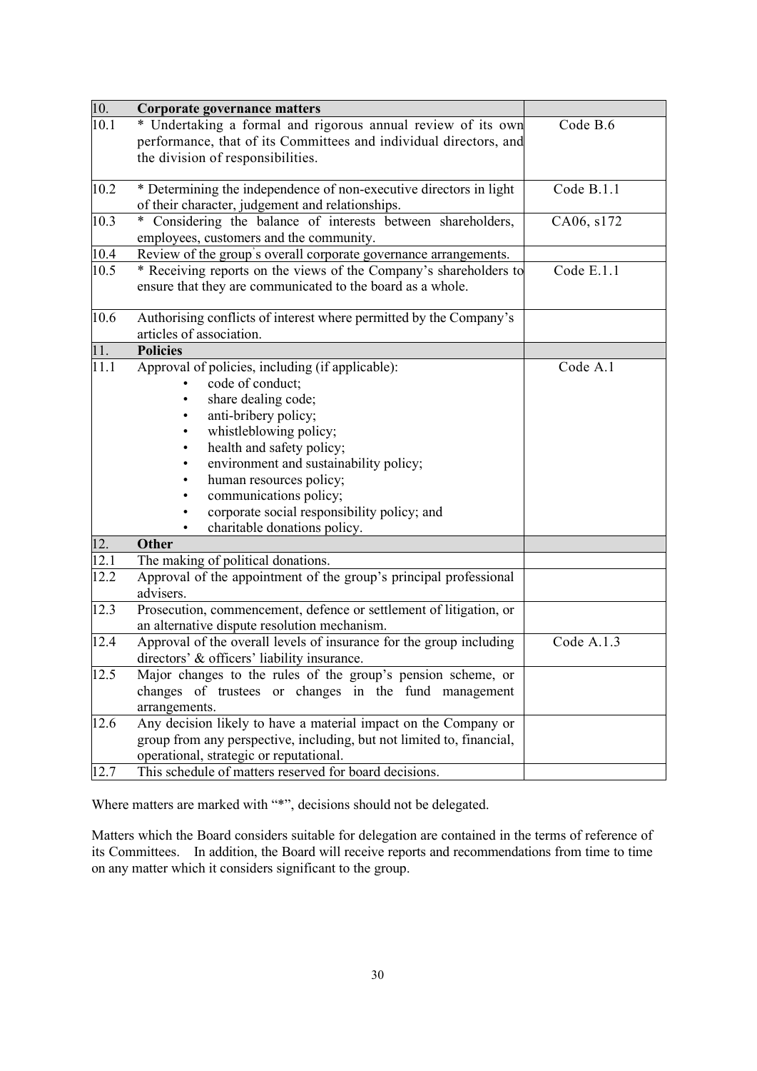| 10. | **Corporate governance matters** | |
|---|---|---|
| 10.1 | * Undertaking a formal and rigorous annual review of its own performance, that of its Committees and individual directors, and the division of responsibilities. | Code B.6 |
| 10.2 | * Determining the independence of non-executive directors in light of their character, judgement and relationships. | Code B.1.1 |
| 10.3 | * Considering the balance of interests between shareholders, employees, customers and the community. | CA06, s172 |
| 10.4 | Review of the group's overall corporate governance arrangements. | |
| 10.5 | * Receiving reports on the views of the Company's shareholders to ensure that they are communicated to the board as a whole. | Code E.1.1 |
| 10.6 | Authorising conflicts of interest where permitted by the Company's articles of association. | |
| 11. | **Policies** | |
| 11.1 | Approval of policies, including (if applicable):<br>• code of conduct;<br>• share dealing code;<br>• anti-bribery policy;<br>• whistleblowing policy;<br>• health and safety policy;<br>• environment and sustainability policy;<br>• human resources policy;<br>• communications policy;<br>• corporate social responsibility policy; and<br>• charitable donations policy. | Code A.1 |
| 12. | **Other** | |
| 12.1 | The making of political donations. | |
| 12.2 | Approval of the appointment of the group's principal professional advisers. | |
| 12.3 | Prosecution, commencement, defence or settlement of litigation, or an alternative dispute resolution mechanism. | |
| 12.4 | Approval of the overall levels of insurance for the group including directors' & officers' liability insurance. | Code A.1.3 |
| 12.5 | Major changes to the rules of the group's pension scheme, or changes of trustees or changes in the fund management arrangements. | |
| 12.6 | Any decision likely to have a material impact on the Company or group from any perspective, including, but not limited to, financial, operational, strategic or reputational. | |
| 12.7 | This schedule of matters reserved for board decisions. | |

Where matters are marked with "*", decisions should not be delegated.

Matters which the Board considers suitable for delegation are contained in the terms of reference of its Committees. In addition, the Board will receive reports and recommendations from time to time on any matter which it considers significant to the group.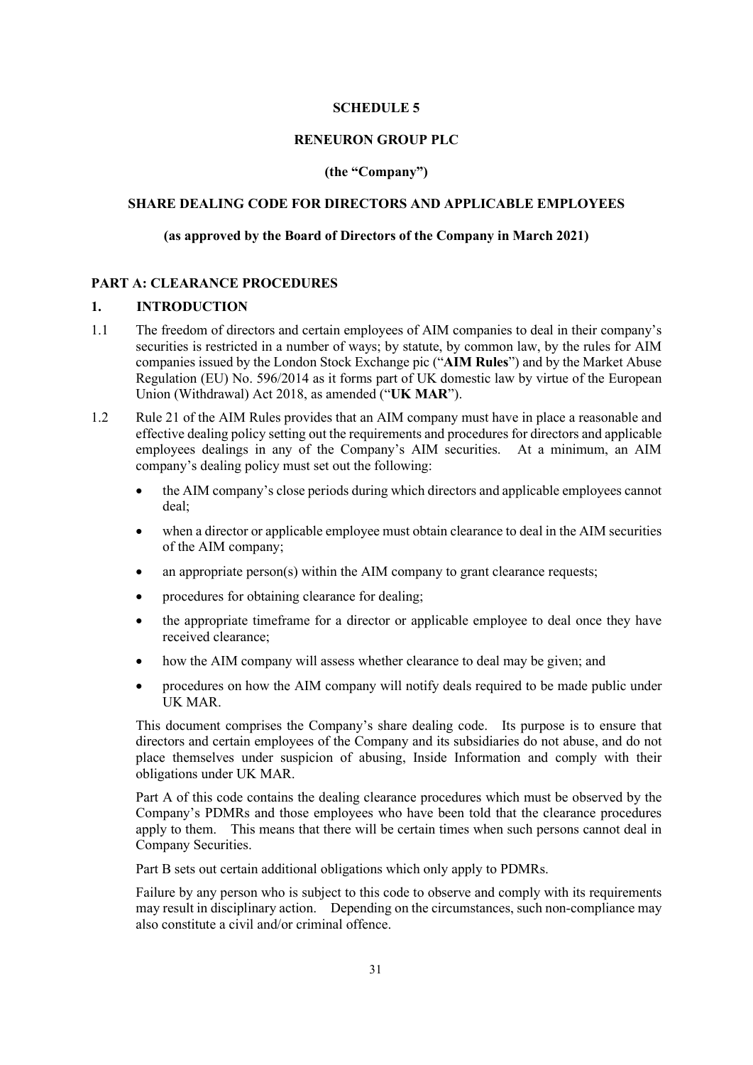**SCHEDULE 5**

**RENEURON GROUP PLC**

**(the "Company")**

**SHARE DEALING CODE FOR DIRECTORS AND APPLICABLE EMPLOYEES**

**(as approved by the Board of Directors of the Company in March 2021)**

## PART A: CLEARANCE PROCEDURES

### 1. INTRODUCTION

1.1 The freedom of directors and certain employees of AIM companies to deal in their company's securities is restricted in a number of ways; by statute, by common law, by the rules for AIM companies issued by the London Stock Exchange plc ("**AIM Rules**") and by the Market Abuse Regulation (EU) No. 596/2014 as it forms part of UK domestic law by virtue of the European Union (Withdrawal) Act 2018, as amended ("**UK MAR**").

1.2 Rule 21 of the AIM Rules provides that an AIM company must have in place a reasonable and effective dealing policy setting out the requirements and procedures for directors and applicable employees dealings in any of the Company's AIM securities. At a minimum, an AIM company's dealing policy must set out the following:

- the AIM company's close periods during which directors and applicable employees cannot deal;
- when a director or applicable employee must obtain clearance to deal in the AIM securities of the AIM company;
- an appropriate person(s) within the AIM company to grant clearance requests;
- procedures for obtaining clearance for dealing;
- the appropriate timeframe for a director or applicable employee to deal once they have received clearance;
- how the AIM company will assess whether clearance to deal may be given; and
- procedures on how the AIM company will notify deals required to be made public under UK MAR.

This document comprises the Company's share dealing code. Its purpose is to ensure that directors and certain employees of the Company and its subsidiaries do not abuse, and do not place themselves under suspicion of abusing, Inside Information and comply with their obligations under UK MAR.

Part A of this code contains the dealing clearance procedures which must be observed by the Company's PDMRs and those employees who have been told that the clearance procedures apply to them. This means that there will be certain times when such persons cannot deal in Company Securities.

Part B sets out certain additional obligations which only apply to PDMRs.

Failure by any person who is subject to this code to observe and comply with its requirements may result in disciplinary action. Depending on the circumstances, such non-compliance may also constitute a civil and/or criminal offence.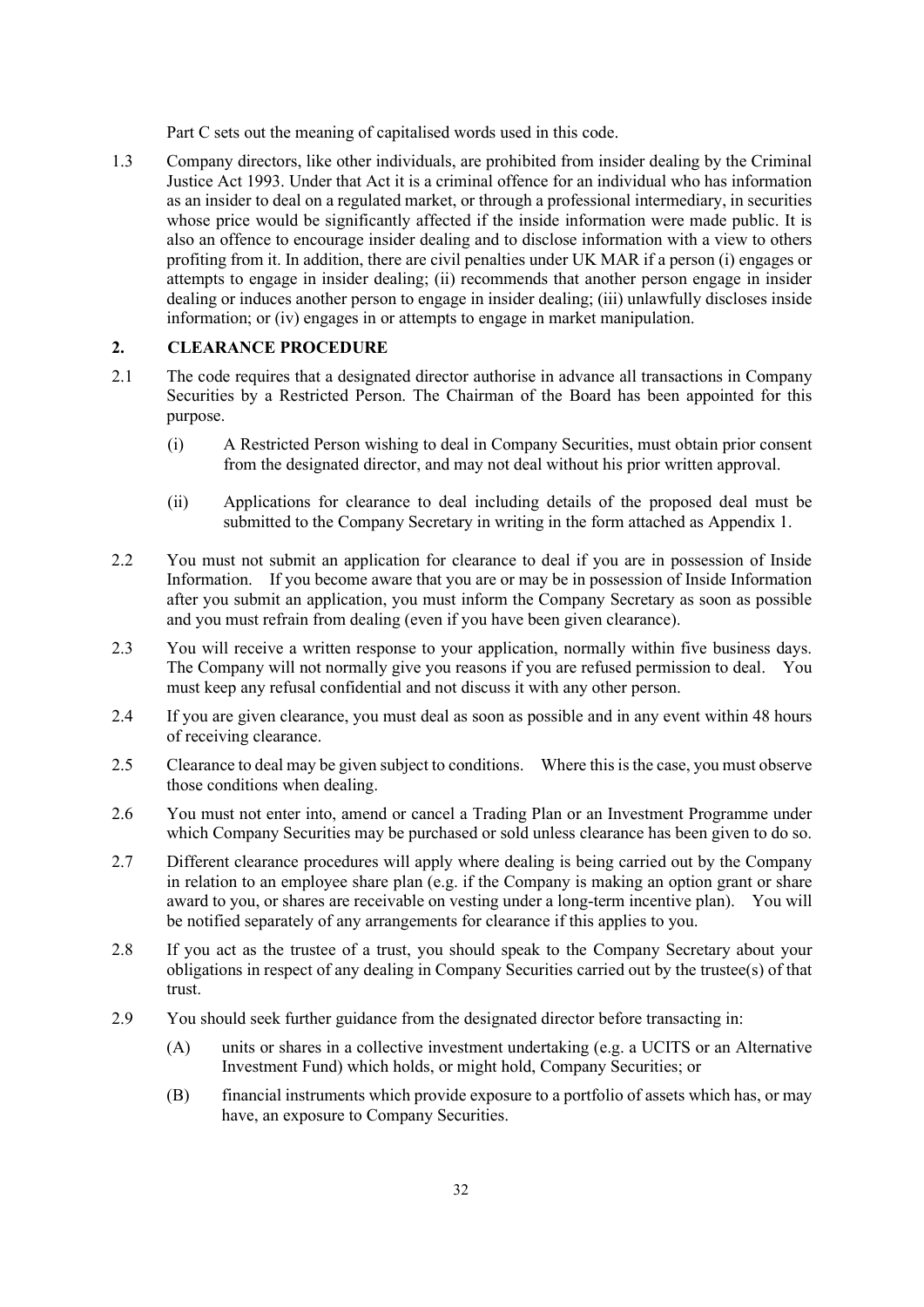Part C sets out the meaning of capitalised words used in this code.

1.3 Company directors, like other individuals, are prohibited from insider dealing by the Criminal Justice Act 1993. Under that Act it is a criminal offence for an individual who has information as an insider to deal on a regulated market, or through a professional intermediary, in securities whose price would be significantly affected if the inside information were made public. It is also an offence to encourage insider dealing and to disclose information with a view to others profiting from it. In addition, there are civil penalties under UK MAR if a person (i) engages or attempts to engage in insider dealing; (ii) recommends that another person engage in insider dealing or induces another person to engage in insider dealing; (iii) unlawfully discloses inside information; or (iv) engages in or attempts to engage in market manipulation.

## 2. CLEARANCE PROCEDURE

2.1 The code requires that a designated director authorise in advance all transactions in Company Securities by a Restricted Person. The Chairman of the Board has been appointed for this purpose.

(i) A Restricted Person wishing to deal in Company Securities, must obtain prior consent from the designated director, and may not deal without his prior written approval.

(ii) Applications for clearance to deal including details of the proposed deal must be submitted to the Company Secretary in writing in the form attached as Appendix 1.

2.2 You must not submit an application for clearance to deal if you are in possession of Inside Information. If you become aware that you are or may be in possession of Inside Information after you submit an application, you must inform the Company Secretary as soon as possible and you must refrain from dealing (even if you have been given clearance).

2.3 You will receive a written response to your application, normally within five business days. The Company will not normally give you reasons if you are refused permission to deal. You must keep any refusal confidential and not discuss it with any other person.

2.4 If you are given clearance, you must deal as soon as possible and in any event within 48 hours of receiving clearance.

2.5 Clearance to deal may be given subject to conditions. Where this is the case, you must observe those conditions when dealing.

2.6 You must not enter into, amend or cancel a Trading Plan or an Investment Programme under which Company Securities may be purchased or sold unless clearance has been given to do so.

2.7 Different clearance procedures will apply where dealing is being carried out by the Company in relation to an employee share plan (e.g. if the Company is making an option grant or share award to you, or shares are receivable on vesting under a long-term incentive plan). You will be notified separately of any arrangements for clearance if this applies to you.

2.8 If you act as the trustee of a trust, you should speak to the Company Secretary about your obligations in respect of any dealing in Company Securities carried out by the trustee(s) of that trust.

2.9 You should seek further guidance from the designated director before transacting in:

(A) units or shares in a collective investment undertaking (e.g. a UCITS or an Alternative Investment Fund) which holds, or might hold, Company Securities; or

(B) financial instruments which provide exposure to a portfolio of assets which has, or may have, an exposure to Company Securities.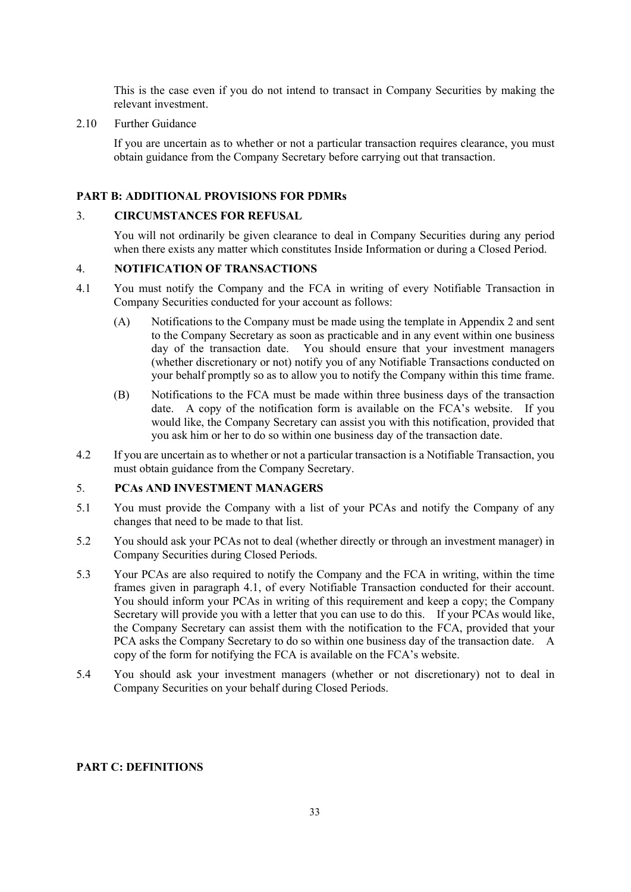This is the case even if you do not intend to transact in Company Securities by making the relevant investment.

2.10 Further Guidance

If you are uncertain as to whether or not a particular transaction requires clearance, you must obtain guidance from the Company Secretary before carrying out that transaction.

## PART B: ADDITIONAL PROVISIONS FOR PDMRs

### 3. CIRCUMSTANCES FOR REFUSAL

You will not ordinarily be given clearance to deal in Company Securities during any period when there exists any matter which constitutes Inside Information or during a Closed Period.

### 4. NOTIFICATION OF TRANSACTIONS

4.1 You must notify the Company and the FCA in writing of every Notifiable Transaction in Company Securities conducted for your account as follows:

(A) Notifications to the Company must be made using the template in Appendix 2 and sent to the Company Secretary as soon as practicable and in any event within one business day of the transaction date. You should ensure that your investment managers (whether discretionary or not) notify you of any Notifiable Transactions conducted on your behalf promptly so as to allow you to notify the Company within this time frame.

(B) Notifications to the FCA must be made within three business days of the transaction date. A copy of the notification form is available on the FCA's website. If you would like, the Company Secretary can assist you with this notification, provided that you ask him or her to do so within one business day of the transaction date.

4.2 If you are uncertain as to whether or not a particular transaction is a Notifiable Transaction, you must obtain guidance from the Company Secretary.

### 5. PCAs AND INVESTMENT MANAGERS

5.1 You must provide the Company with a list of your PCAs and notify the Company of any changes that need to be made to that list.

5.2 You should ask your PCAs not to deal (whether directly or through an investment manager) in Company Securities during Closed Periods.

5.3 Your PCAs are also required to notify the Company and the FCA in writing, within the time frames given in paragraph 4.1, of every Notifiable Transaction conducted for their account. You should inform your PCAs in writing of this requirement and keep a copy; the Company Secretary will provide you with a letter that you can use to do this. If your PCAs would like, the Company Secretary can assist them with the notification to the FCA, provided that your PCA asks the Company Secretary to do so within one business day of the transaction date. A copy of the form for notifying the FCA is available on the FCA's website.

5.4 You should ask your investment managers (whether or not discretionary) not to deal in Company Securities on your behalf during Closed Periods.

## PART C: DEFINITIONS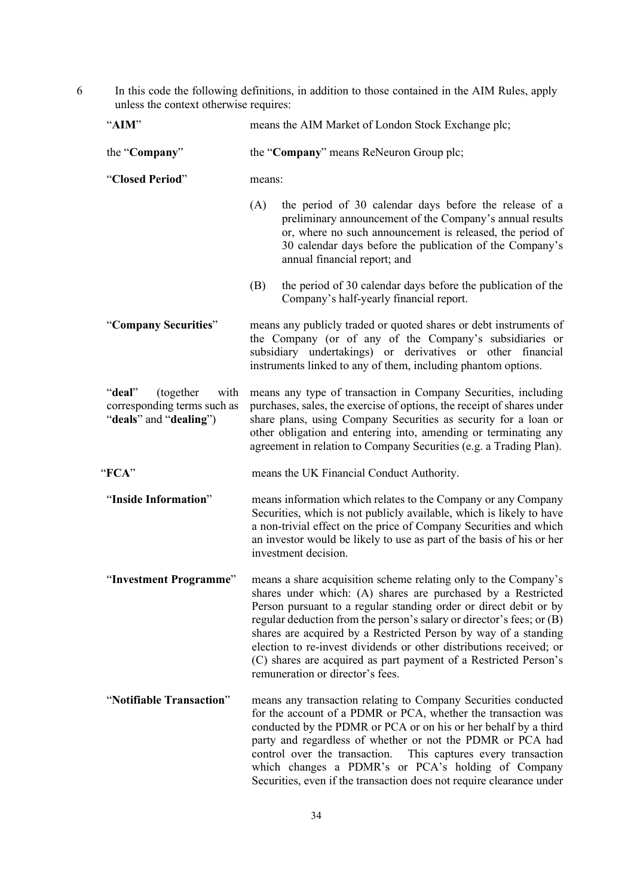6 In this code the following definitions, in addition to those contained in the AIM Rules, apply unless the context otherwise requires:

| | |
|---|---|
| "**AIM**" | means the AIM Market of London Stock Exchange plc; |
| the "**Company**" | the "**Company**" means ReNeuron Group plc; |
| "**Closed Period**" | means: (A) the period of 30 calendar days before the release of a preliminary announcement of the Company's annual results or, where no such announcement is released, the period of 30 calendar days before the publication of the Company's annual financial report; and (B) the period of 30 calendar days before the publication of the Company's half-yearly financial report. |
| "**Company Securities**" | means any publicly traded or quoted shares or debt instruments of the Company (or of any of the Company's subsidiaries or subsidiary undertakings) or derivatives or other financial instruments linked to any of them, including phantom options. |
| "**deal**" (together with corresponding terms such as "**deals**" and "**dealing**") | means any type of transaction in Company Securities, including purchases, sales, the exercise of options, the receipt of shares under share plans, using Company Securities as security for a loan or other obligation and entering into, amending or terminating any agreement in relation to Company Securities (e.g. a Trading Plan). |
| "**FCA**" | means the UK Financial Conduct Authority. |
| "**Inside Information**" | means information which relates to the Company or any Company Securities, which is not publicly available, which is likely to have a non-trivial effect on the price of Company Securities and which an investor would be likely to use as part of the basis of his or her investment decision. |
| "**Investment Programme**" | means a share acquisition scheme relating only to the Company's shares under which: (A) shares are purchased by a Restricted Person pursuant to a regular standing order or direct debit or by regular deduction from the person's salary or director's fees; or (B) shares are acquired by a Restricted Person by way of a standing election to re-invest dividends or other distributions received; or (C) shares are acquired as part payment of a Restricted Person's remuneration or director's fees. |
| "**Notifiable Transaction**" | means any transaction relating to Company Securities conducted for the account of a PDMR or PCA, whether the transaction was conducted by the PDMR or PCA or on his or her behalf by a third party and regardless of whether or not the PDMR or PCA had control over the transaction. This captures every transaction which changes a PDMR's or PCA's holding of Company Securities, even if the transaction does not require clearance under |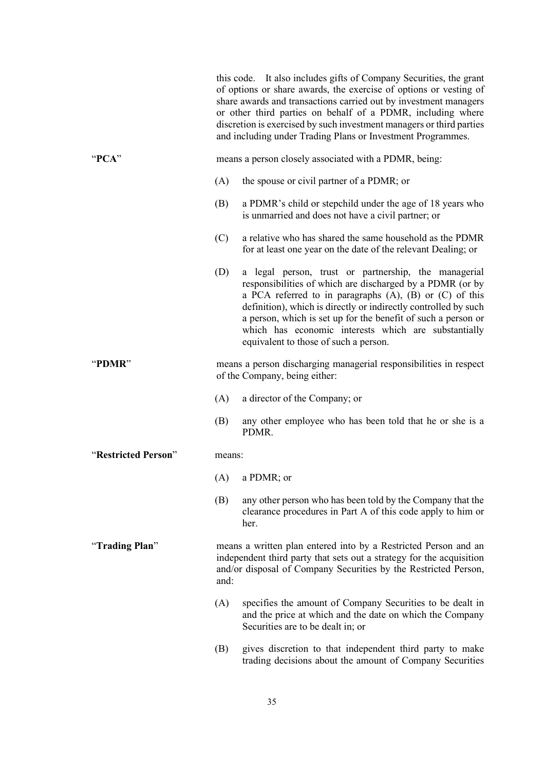this code. It also includes gifts of Company Securities, the grant of options or share awards, the exercise of options or vesting of share awards and transactions carried out by investment managers or other third parties on behalf of a PDMR, including where discretion is exercised by such investment managers or third parties and including under Trading Plans or Investment Programmes.

"**PCA**" means a person closely associated with a PDMR, being:

(A) the spouse or civil partner of a PDMR; or

(B) a PDMR's child or stepchild under the age of 18 years who is unmarried and does not have a civil partner; or

(C) a relative who has shared the same household as the PDMR for at least one year on the date of the relevant Dealing; or

(D) a legal person, trust or partnership, the managerial responsibilities of which are discharged by a PDMR (or by a PCA referred to in paragraphs (A), (B) or (C) of this definition), which is directly or indirectly controlled by such a person, which is set up for the benefit of such a person or which has economic interests which are substantially equivalent to those of such a person.

"**PDMR**" means a person discharging managerial responsibilities in respect of the Company, being either:

(A) a director of the Company; or

(B) any other employee who has been told that he or she is a PDMR.

"**Restricted Person**" means:

(A) a PDMR; or

(B) any other person who has been told by the Company that the clearance procedures in Part A of this code apply to him or her.

"**Trading Plan**" means a written plan entered into by a Restricted Person and an independent third party that sets out a strategy for the acquisition and/or disposal of Company Securities by the Restricted Person, and:

(A) specifies the amount of Company Securities to be dealt in and the price at which and the date on which the Company Securities are to be dealt in; or

(B) gives discretion to that independent third party to make trading decisions about the amount of Company Securities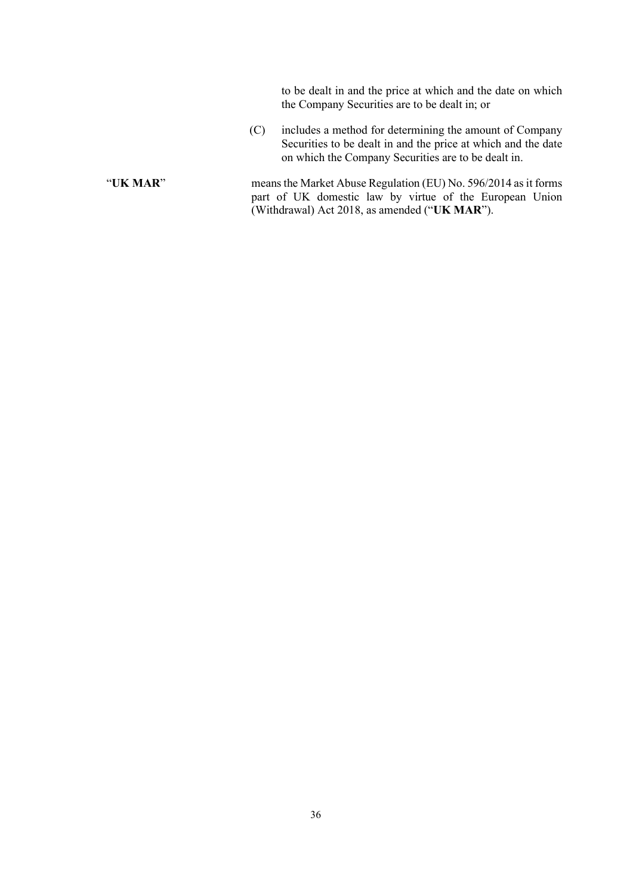to be dealt in and the price at which and the date on which the Company Securities are to be dealt in; or

(C) includes a method for determining the amount of Company Securities to be dealt in and the price at which and the date on which the Company Securities are to be dealt in.

"**UK MAR**" means the Market Abuse Regulation (EU) No. 596/2014 as it forms part of UK domestic law by virtue of the European Union (Withdrawal) Act 2018, as amended ("**UK MAR**").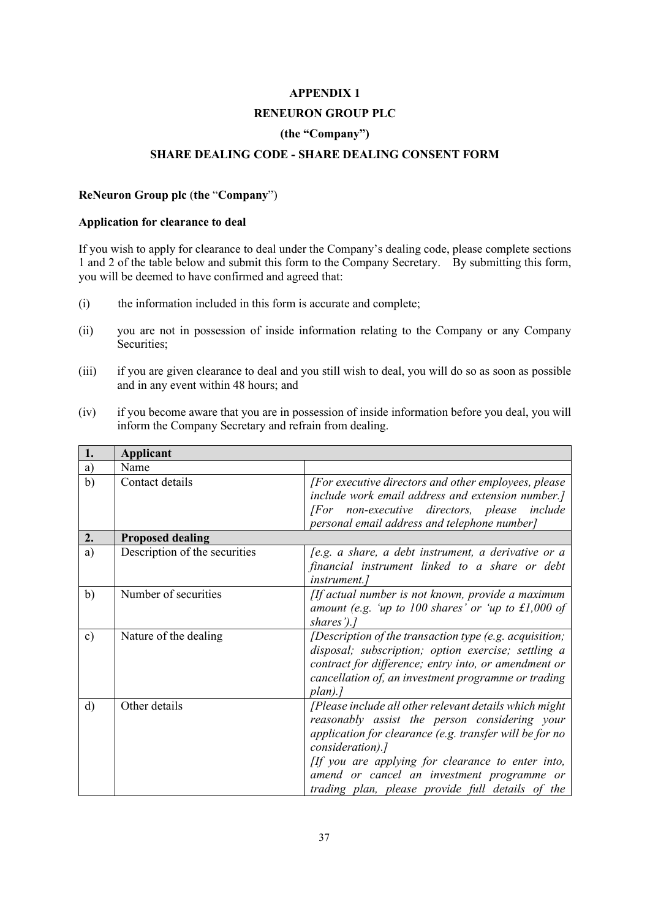# APPENDIX 1

# RENEURON GROUP PLC

# (the "Company")

# SHARE DEALING CODE - SHARE DEALING CONSENT FORM

**ReNeuron Group plc** (**the** "**Company**")

**Application for clearance to deal**

If you wish to apply for clearance to deal under the Company's dealing code, please complete sections 1 and 2 of the table below and submit this form to the Company Secretary. By submitting this form, you will be deemed to have confirmed and agreed that:

(i) the information included in this form is accurate and complete;

(ii) you are not in possession of inside information relating to the Company or any Company Securities;

(iii) if you are given clearance to deal and you still wish to deal, you will do so as soon as possible and in any event within 48 hours; and

(iv) if you become aware that you are in possession of inside information before you deal, you will inform the Company Secretary and refrain from dealing.

| **1.** | **Applicant** | |
|---|---|---|
| a) | Name | |
| b) | Contact details | *[For executive directors and other employees, please include work email address and extension number.] [For non-executive directors, please include personal email address and telephone number]* |
| **2.** | **Proposed dealing** | |
| a) | Description of the securities | *[e.g. a share, a debt instrument, a derivative or a financial instrument linked to a share or debt instrument.]* |
| b) | Number of securities | *[If actual number is not known, provide a maximum amount (e.g. 'up to 100 shares' or 'up to £1,000 of shares').]* |
| c) | Nature of the dealing | *[Description of the transaction type (e.g. acquisition; disposal; subscription; option exercise; settling a contract for difference; entry into, or amendment or cancellation of, an investment programme or trading plan).]* |
| d) | Other details | *[Please include all other relevant details which might reasonably assist the person considering your application for clearance (e.g. transfer will be for no consideration).]* *[If you are applying for clearance to enter into, amend or cancel an investment programme or trading plan, please provide full details of the* |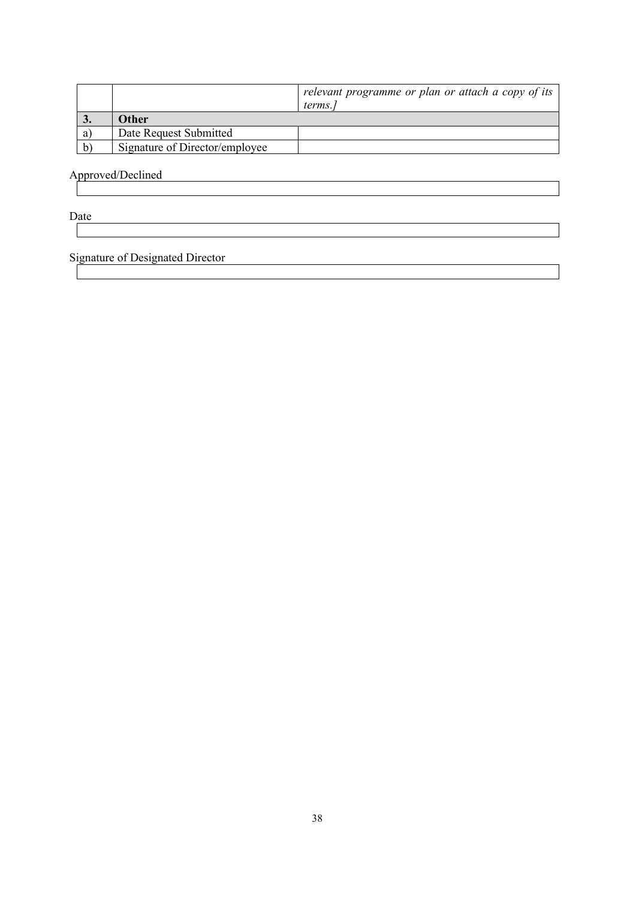| | | |
|---|---|---|
| | | *relevant programme or plan or attach a copy of its terms.]* |
| **3.** | **Other** | |
| a) | Date Request Submitted | |
| b) | Signature of Director/employee | |

Approved/Declined

| |
|---|
| |

Date

| |
|---|
| |

Signature of Designated Director

| |
|---|
| |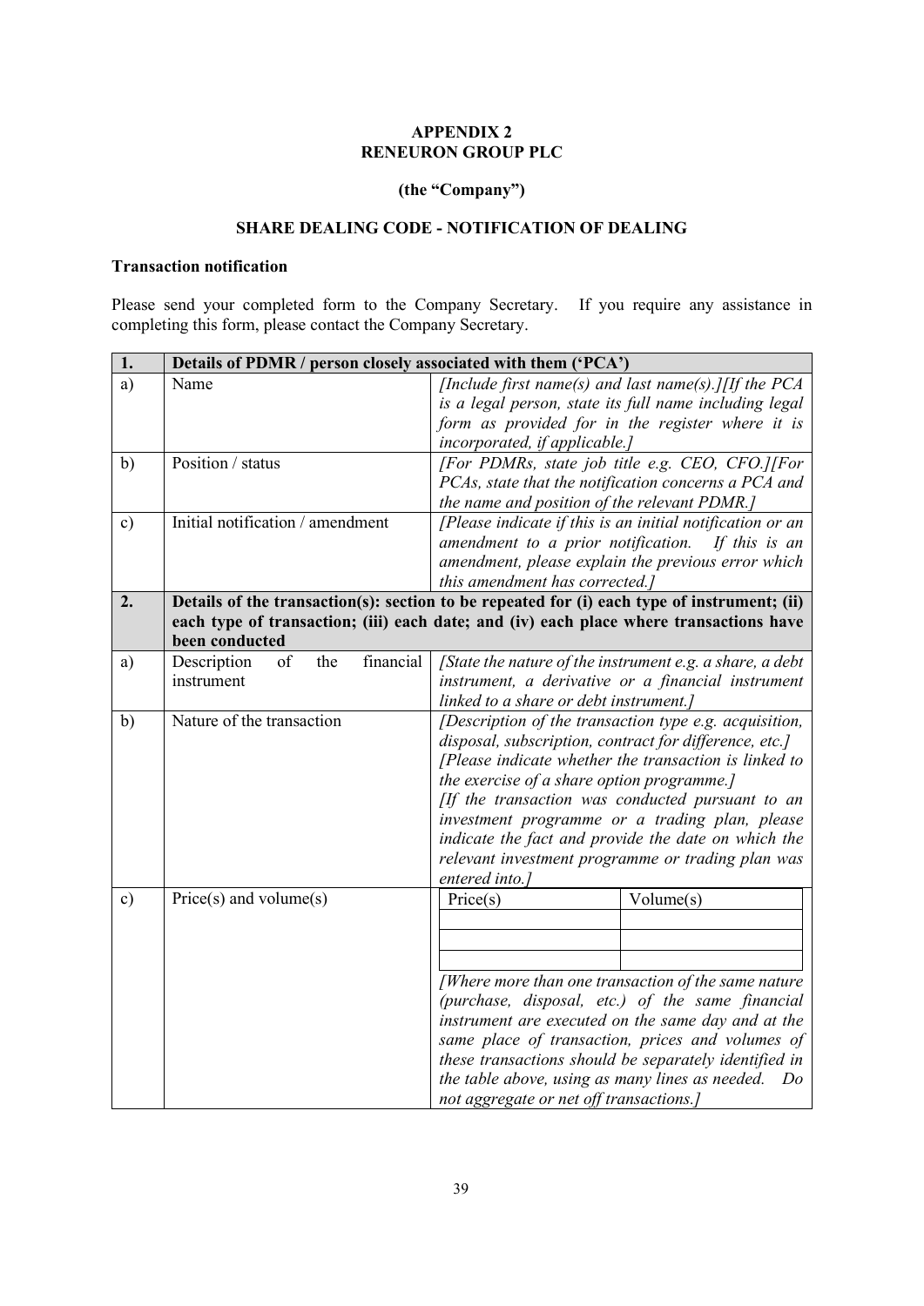**APPENDIX 2**
**RENEURON GROUP PLC**

**(the "Company")**

**SHARE DEALING CODE - NOTIFICATION OF DEALING**

**Transaction notification**

Please send your completed form to the Company Secretary. If you require any assistance in completing this form, please contact the Company Secretary.

| **1.** | **Details of PDMR / person closely associated with them ('PCA')** | |
|---|---|---|
| a) | Name | *[Include first name(s) and last name(s).][If the PCA is a legal person, state its full name including legal form as provided for in the register where it is incorporated, if applicable.]* |
| b) | Position / status | *[For PDMRs, state job title e.g. CEO, CFO.][For PCAs, state that the notification concerns a PCA and the name and position of the relevant PDMR.]* |
| c) | Initial notification / amendment | *[Please indicate if this is an initial notification or an amendment to a prior notification. If this is an amendment, please explain the previous error which this amendment has corrected.]* |
| **2.** | **Details of the transaction(s): section to be repeated for (i) each type of instrument; (ii) each type of transaction; (iii) each date; and (iv) each place where transactions have been conducted** | |
| a) | Description of the financial instrument | *[State the nature of the instrument e.g. a share, a debt instrument, a derivative or a financial instrument linked to a share or debt instrument.]* |
| b) | Nature of the transaction | *[Description of the transaction type e.g. acquisition, disposal, subscription, contract for difference, etc.]* *[Please indicate whether the transaction is linked to the exercise of a share option programme.]* *[If the transaction was conducted pursuant to an investment programme or a trading plan, please indicate the fact and provide the date on which the relevant investment programme or trading plan was entered into.]* |
| c) | Price(s) and volume(s) | Price(s) / Volume(s) (table with blank rows) *[Where more than one transaction of the same nature (purchase, disposal, etc.) of the same financial instrument are executed on the same day and at the same place of transaction, prices and volumes of these transactions should be separately identified in the table above, using as many lines as needed. Do not aggregate or net off transactions.]* |

| Price(s) | Volume(s) |
|---|---|
| | |
| | |
| | |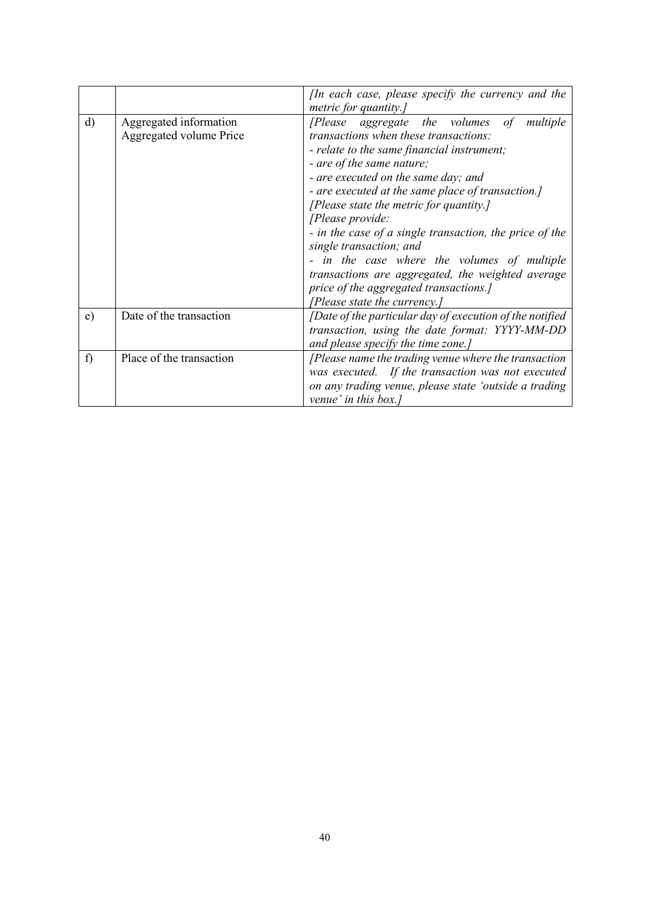| | | |
|---|---|---|
| | | *[In each case, please specify the currency and the metric for quantity.]* |
| d) | Aggregated information<br>Aggregated volume Price | *[Please aggregate the volumes of multiple transactions when these transactions:*<br>*- relate to the same financial instrument;*<br>*- are of the same nature;*<br>*- are executed on the same day; and*<br>*- are executed at the same place of transaction.]*<br>*[Please state the metric for quantity.]*<br>*[Please provide:*<br>*- in the case of a single transaction, the price of the single transaction; and*<br>*- in the case where the volumes of multiple transactions are aggregated, the weighted average price of the aggregated transactions.]*<br>*[Please state the currency.]* |
| e) | Date of the transaction | *[Date of the particular day of execution of the notified transaction, using the date format: YYYY-MM-DD and please specify the time zone.]* |
| f) | Place of the transaction | *[Please name the trading venue where the transaction was executed. If the transaction was not executed on any trading venue, please state 'outside a trading venue' in this box.]* |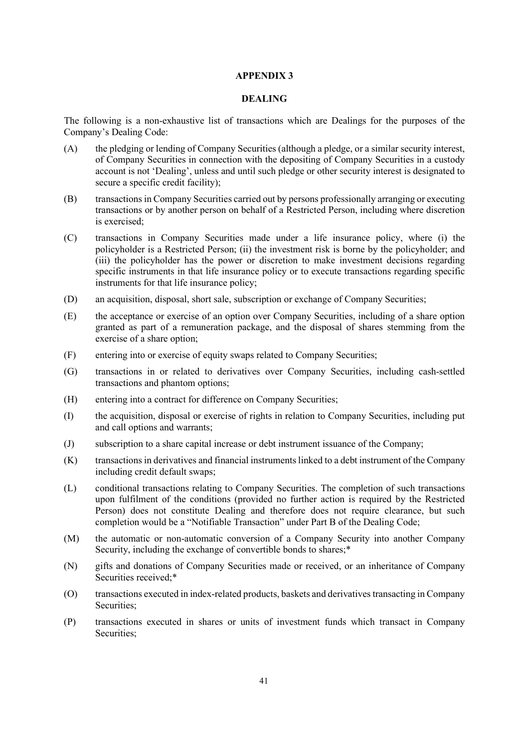# APPENDIX 3

## DEALING

The following is a non-exhaustive list of transactions which are Dealings for the purposes of the Company's Dealing Code:

(A) the pledging or lending of Company Securities (although a pledge, or a similar security interest, of Company Securities in connection with the depositing of Company Securities in a custody account is not 'Dealing', unless and until such pledge or other security interest is designated to secure a specific credit facility);

(B) transactions in Company Securities carried out by persons professionally arranging or executing transactions or by another person on behalf of a Restricted Person, including where discretion is exercised;

(C) transactions in Company Securities made under a life insurance policy, where (i) the policyholder is a Restricted Person; (ii) the investment risk is borne by the policyholder; and (iii) the policyholder has the power or discretion to make investment decisions regarding specific instruments in that life insurance policy or to execute transactions regarding specific instruments for that life insurance policy;

(D) an acquisition, disposal, short sale, subscription or exchange of Company Securities;

(E) the acceptance or exercise of an option over Company Securities, including of a share option granted as part of a remuneration package, and the disposal of shares stemming from the exercise of a share option;

(F) entering into or exercise of equity swaps related to Company Securities;

(G) transactions in or related to derivatives over Company Securities, including cash-settled transactions and phantom options;

(H) entering into a contract for difference on Company Securities;

(I) the acquisition, disposal or exercise of rights in relation to Company Securities, including put and call options and warrants;

(J) subscription to a share capital increase or debt instrument issuance of the Company;

(K) transactions in derivatives and financial instruments linked to a debt instrument of the Company including credit default swaps;

(L) conditional transactions relating to Company Securities. The completion of such transactions upon fulfilment of the conditions (provided no further action is required by the Restricted Person) does not constitute Dealing and therefore does not require clearance, but such completion would be a "Notifiable Transaction" under Part B of the Dealing Code;

(M) the automatic or non-automatic conversion of a Company Security into another Company Security, including the exchange of convertible bonds to shares;*

(N) gifts and donations of Company Securities made or received, or an inheritance of Company Securities received;*

(O) transactions executed in index-related products, baskets and derivatives transacting in Company Securities;

(P) transactions executed in shares or units of investment funds which transact in Company Securities;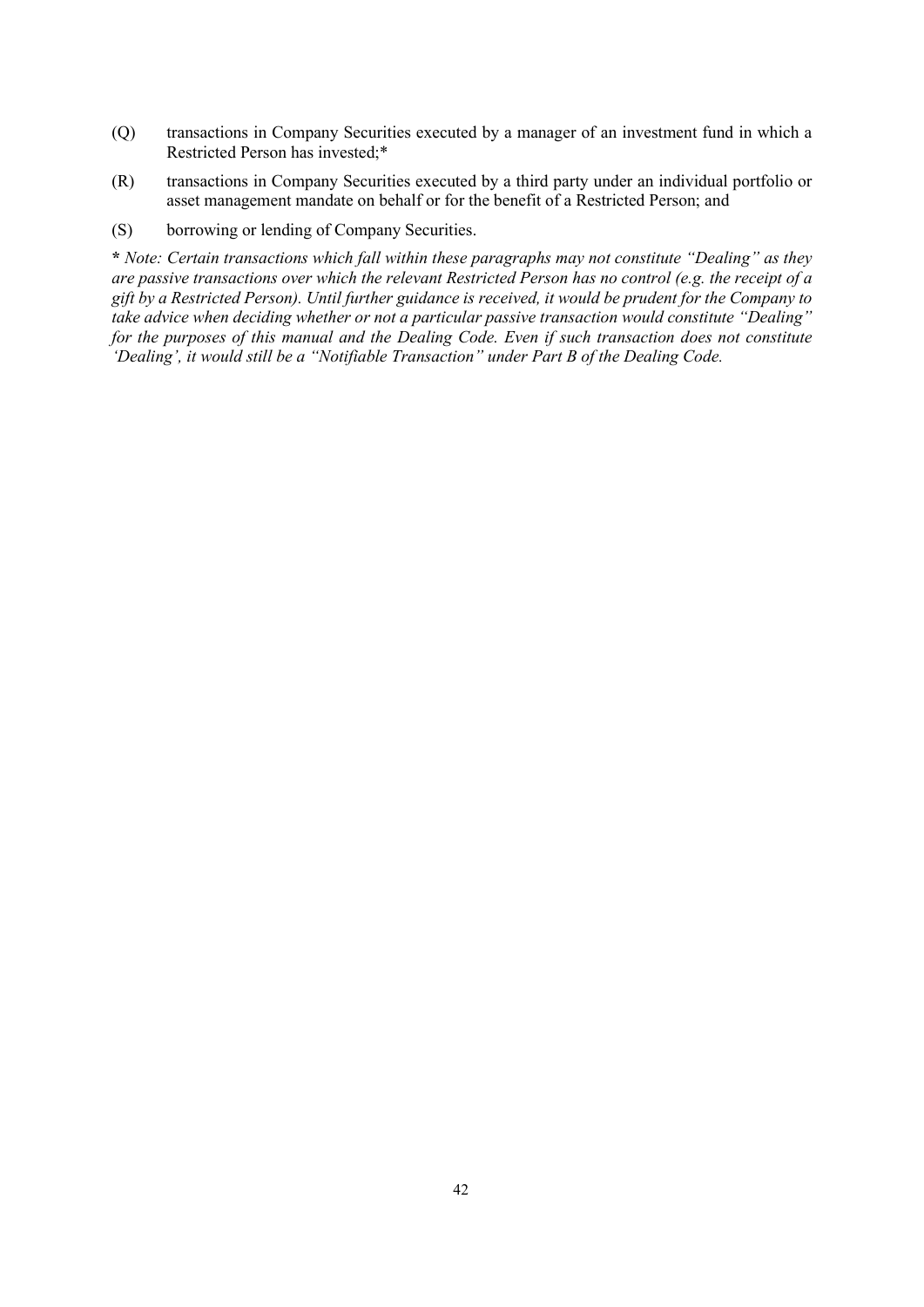(Q) transactions in Company Securities executed by a manager of an investment fund in which a Restricted Person has invested;*

(R) transactions in Company Securities executed by a third party under an individual portfolio or asset management mandate on behalf or for the benefit of a Restricted Person; and

(S) borrowing or lending of Company Securities.

**\*** *Note: Certain transactions which fall within these paragraphs may not constitute "Dealing" as they are passive transactions over which the relevant Restricted Person has no control (e.g. the receipt of a gift by a Restricted Person). Until further guidance is received, it would be prudent for the Company to take advice when deciding whether or not a particular passive transaction would constitute "Dealing" for the purposes of this manual and the Dealing Code. Even if such transaction does not constitute 'Dealing', it would still be a "Notifiable Transaction" under Part B of the Dealing Code.*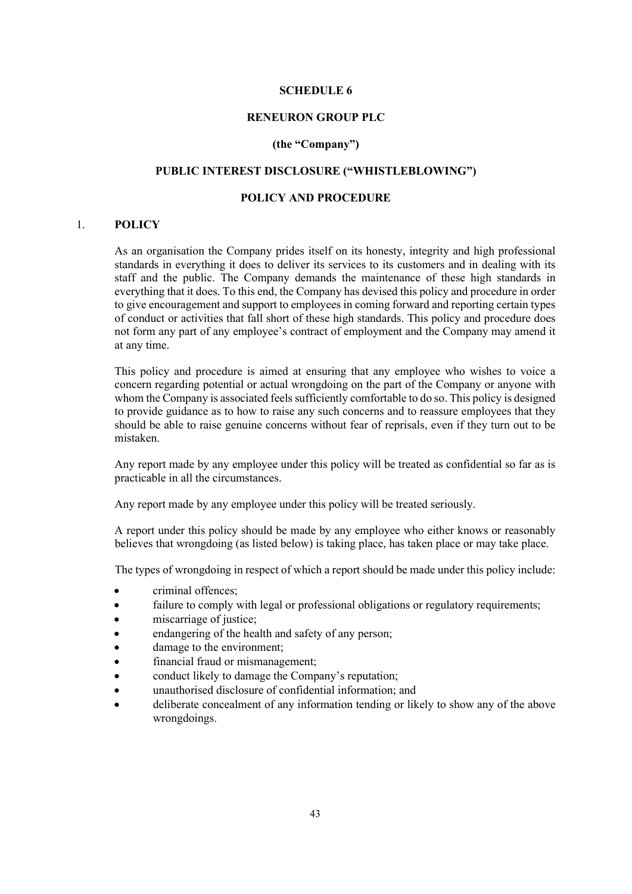**SCHEDULE 6**

**RENEURON GROUP PLC**

**(the "Company")**

**PUBLIC INTEREST DISCLOSURE ("WHISTLEBLOWING")**

**POLICY AND PROCEDURE**

## 1. POLICY

As an organisation the Company prides itself on its honesty, integrity and high professional standards in everything it does to deliver its services to its customers and in dealing with its staff and the public. The Company demands the maintenance of these high standards in everything that it does. To this end, the Company has devised this policy and procedure in order to give encouragement and support to employees in coming forward and reporting certain types of conduct or activities that fall short of these high standards. This policy and procedure does not form any part of any employee's contract of employment and the Company may amend it at any time.

This policy and procedure is aimed at ensuring that any employee who wishes to voice a concern regarding potential or actual wrongdoing on the part of the Company or anyone with whom the Company is associated feels sufficiently comfortable to do so. This policy is designed to provide guidance as to how to raise any such concerns and to reassure employees that they should be able to raise genuine concerns without fear of reprisals, even if they turn out to be mistaken.

Any report made by any employee under this policy will be treated as confidential so far as is practicable in all the circumstances.

Any report made by any employee under this policy will be treated seriously.

A report under this policy should be made by any employee who either knows or reasonably believes that wrongdoing (as listed below) is taking place, has taken place or may take place.

The types of wrongdoing in respect of which a report should be made under this policy include:

- criminal offences;
- failure to comply with legal or professional obligations or regulatory requirements;
- miscarriage of justice;
- endangering of the health and safety of any person;
- damage to the environment;
- financial fraud or mismanagement;
- conduct likely to damage the Company's reputation;
- unauthorised disclosure of confidential information; and
- deliberate concealment of any information tending or likely to show any of the above wrongdoings.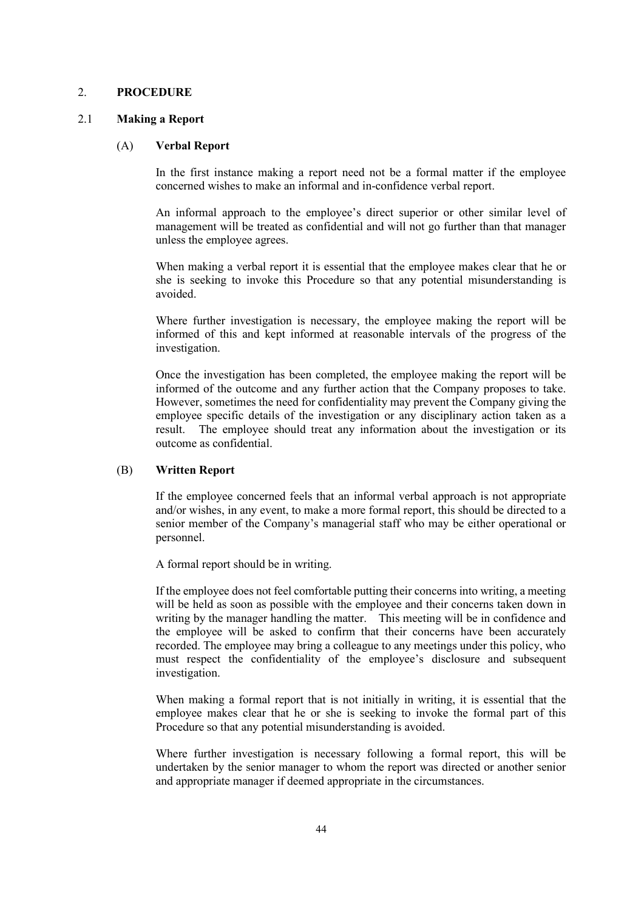## 2. PROCEDURE

### 2.1 Making a Report

#### (A) Verbal Report

In the first instance making a report need not be a formal matter if the employee concerned wishes to make an informal and in-confidence verbal report.

An informal approach to the employee's direct superior or other similar level of management will be treated as confidential and will not go further than that manager unless the employee agrees.

When making a verbal report it is essential that the employee makes clear that he or she is seeking to invoke this Procedure so that any potential misunderstanding is avoided.

Where further investigation is necessary, the employee making the report will be informed of this and kept informed at reasonable intervals of the progress of the investigation.

Once the investigation has been completed, the employee making the report will be informed of the outcome and any further action that the Company proposes to take. However, sometimes the need for confidentiality may prevent the Company giving the employee specific details of the investigation or any disciplinary action taken as a result. The employee should treat any information about the investigation or its outcome as confidential.

#### (B) Written Report

If the employee concerned feels that an informal verbal approach is not appropriate and/or wishes, in any event, to make a more formal report, this should be directed to a senior member of the Company's managerial staff who may be either operational or personnel.

A formal report should be in writing.

If the employee does not feel comfortable putting their concerns into writing, a meeting will be held as soon as possible with the employee and their concerns taken down in writing by the manager handling the matter. This meeting will be in confidence and the employee will be asked to confirm that their concerns have been accurately recorded. The employee may bring a colleague to any meetings under this policy, who must respect the confidentiality of the employee's disclosure and subsequent investigation.

When making a formal report that is not initially in writing, it is essential that the employee makes clear that he or she is seeking to invoke the formal part of this Procedure so that any potential misunderstanding is avoided.

Where further investigation is necessary following a formal report, this will be undertaken by the senior manager to whom the report was directed or another senior and appropriate manager if deemed appropriate in the circumstances.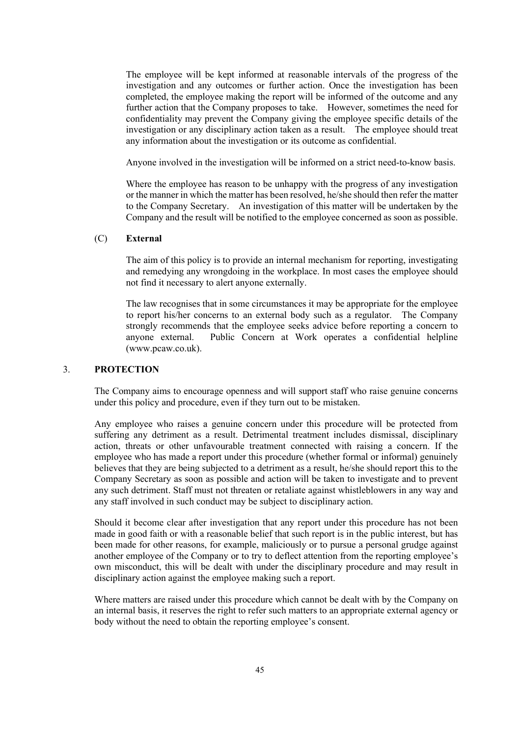The employee will be kept informed at reasonable intervals of the progress of the investigation and any outcomes or further action. Once the investigation has been completed, the employee making the report will be informed of the outcome and any further action that the Company proposes to take. However, sometimes the need for confidentiality may prevent the Company giving the employee specific details of the investigation or any disciplinary action taken as a result. The employee should treat any information about the investigation or its outcome as confidential.

Anyone involved in the investigation will be informed on a strict need-to-know basis.

Where the employee has reason to be unhappy with the progress of any investigation or the manner in which the matter has been resolved, he/she should then refer the matter to the Company Secretary. An investigation of this matter will be undertaken by the Company and the result will be notified to the employee concerned as soon as possible.

### (C) External

The aim of this policy is to provide an internal mechanism for reporting, investigating and remedying any wrongdoing in the workplace. In most cases the employee should not find it necessary to alert anyone externally.

The law recognises that in some circumstances it may be appropriate for the employee to report his/her concerns to an external body such as a regulator. The Company strongly recommends that the employee seeks advice before reporting a concern to anyone external. Public Concern at Work operates a confidential helpline (www.pcaw.co.uk).

## 3. PROTECTION

The Company aims to encourage openness and will support staff who raise genuine concerns under this policy and procedure, even if they turn out to be mistaken.

Any employee who raises a genuine concern under this procedure will be protected from suffering any detriment as a result. Detrimental treatment includes dismissal, disciplinary action, threats or other unfavourable treatment connected with raising a concern. If the employee who has made a report under this procedure (whether formal or informal) genuinely believes that they are being subjected to a detriment as a result, he/she should report this to the Company Secretary as soon as possible and action will be taken to investigate and to prevent any such detriment. Staff must not threaten or retaliate against whistleblowers in any way and any staff involved in such conduct may be subject to disciplinary action.

Should it become clear after investigation that any report under this procedure has not been made in good faith or with a reasonable belief that such report is in the public interest, but has been made for other reasons, for example, maliciously or to pursue a personal grudge against another employee of the Company or to try to deflect attention from the reporting employee's own misconduct, this will be dealt with under the disciplinary procedure and may result in disciplinary action against the employee making such a report.

Where matters are raised under this procedure which cannot be dealt with by the Company on an internal basis, it reserves the right to refer such matters to an appropriate external agency or body without the need to obtain the reporting employee's consent.